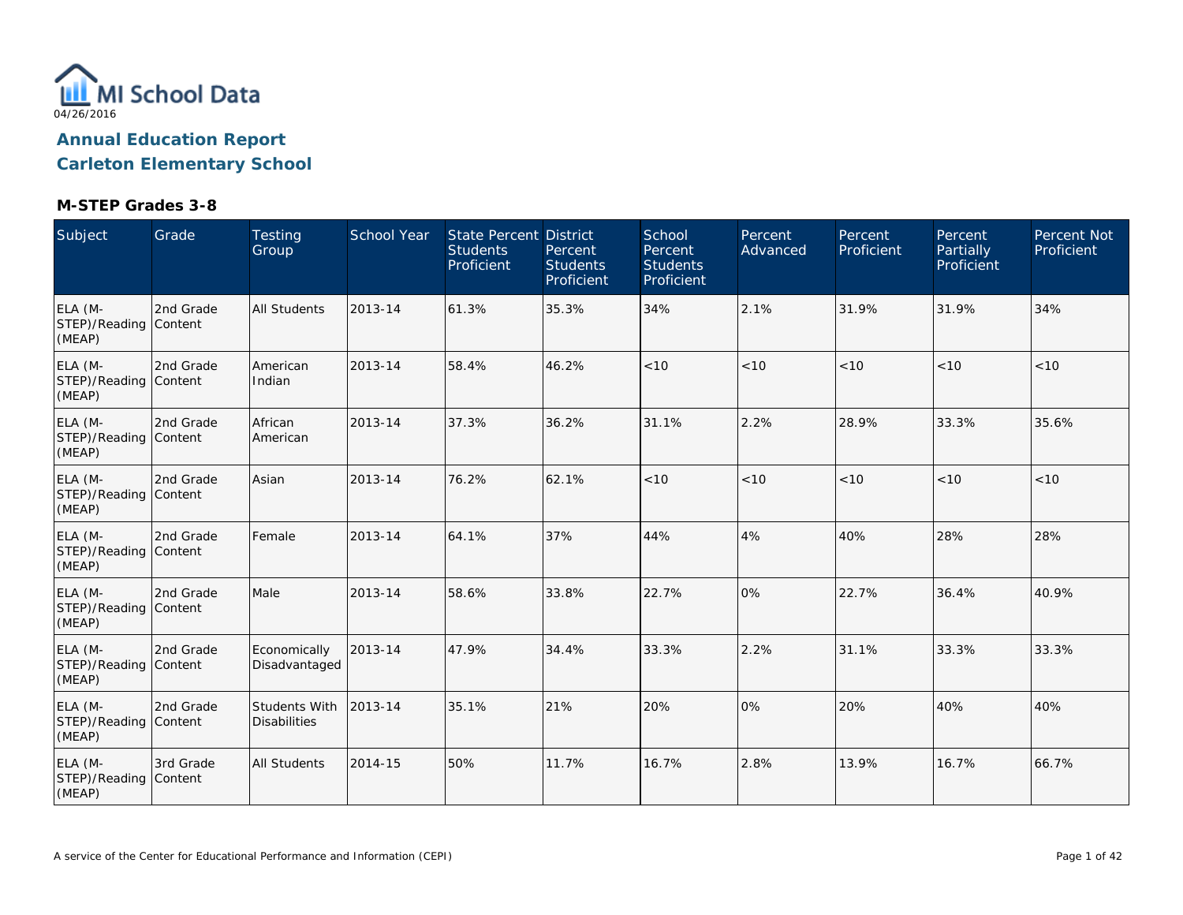MI School Data

04/26/2016

# Annual Education Report

# Carleton Elementary School

### M-STEP Grades 3-8

| Subject | Grade | Testing Group | School Year | State Percent Students Proficient | District Percent Students Proficient | School Percent Students Proficient | Percent Advanced | Percent Proficient | Percent Partially Proficient | Percent Not Proficient |
|---|---|---|---|---|---|---|---|---|---|---|
| ELA (M-STEP)/Reading (MEAP) | 2nd Grade Content | All Students | 2013-14 | 61.3% | 35.3% | 34% | 2.1% | 31.9% | 31.9% | 34% |
| ELA (M-STEP)/Reading (MEAP) | 2nd Grade Content | American Indian | 2013-14 | 58.4% | 46.2% | <10 | <10 | <10 | <10 | <10 |
| ELA (M-STEP)/Reading (MEAP) | 2nd Grade Content | African American | 2013-14 | 37.3% | 36.2% | 31.1% | 2.2% | 28.9% | 33.3% | 35.6% |
| ELA (M-STEP)/Reading (MEAP) | 2nd Grade Content | Asian | 2013-14 | 76.2% | 62.1% | <10 | <10 | <10 | <10 | <10 |
| ELA (M-STEP)/Reading (MEAP) | 2nd Grade Content | Female | 2013-14 | 64.1% | 37% | 44% | 4% | 40% | 28% | 28% |
| ELA (M-STEP)/Reading (MEAP) | 2nd Grade Content | Male | 2013-14 | 58.6% | 33.8% | 22.7% | 0% | 22.7% | 36.4% | 40.9% |
| ELA (M-STEP)/Reading (MEAP) | 2nd Grade Content | Economically Disadvantaged | 2013-14 | 47.9% | 34.4% | 33.3% | 2.2% | 31.1% | 33.3% | 33.3% |
| ELA (M-STEP)/Reading (MEAP) | 2nd Grade Content | Students With Disabilities | 2013-14 | 35.1% | 21% | 20% | 0% | 20% | 40% | 40% |
| ELA (M-STEP)/Reading (MEAP) | 3rd Grade Content | All Students | 2014-15 | 50% | 11.7% | 16.7% | 2.8% | 13.9% | 16.7% | 66.7% |

A service of the Center for Educational Performance and Information (CEPI)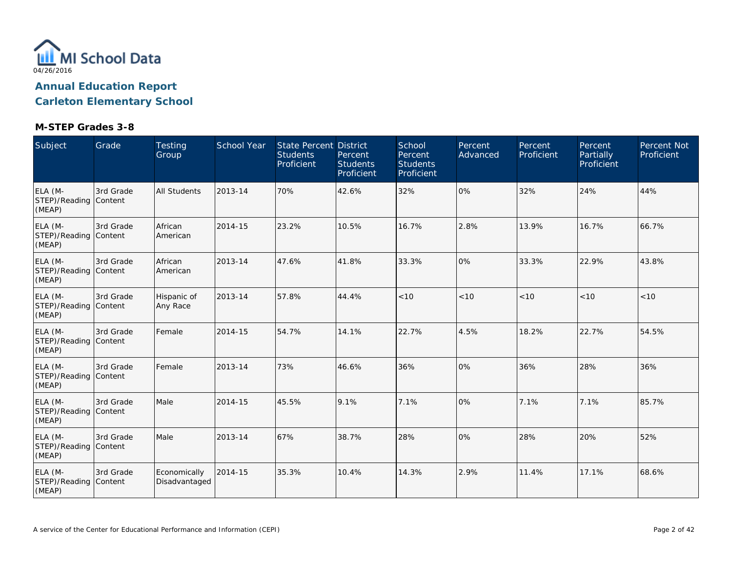MI School Data

04/26/2016

# Annual Education Report

# Carleton Elementary School

### M-STEP Grades 3-8

| Subject | Grade | Testing Group | School Year | State Percent Students Proficient | District Percent Students Proficient | School Percent Students Proficient | Percent Advanced | Percent Proficient | Percent Partially Proficient | Percent Not Proficient |
|---|---|---|---|---|---|---|---|---|---|---|
| ELA (M-STEP)/Reading (MEAP) | 3rd Grade Content | All Students | 2013-14 | 70% | 42.6% | 32% | 0% | 32% | 24% | 44% |
| ELA (M-STEP)/Reading (MEAP) | 3rd Grade Content | African American | 2014-15 | 23.2% | 10.5% | 16.7% | 2.8% | 13.9% | 16.7% | 66.7% |
| ELA (M-STEP)/Reading (MEAP) | 3rd Grade Content | African American | 2013-14 | 47.6% | 41.8% | 33.3% | 0% | 33.3% | 22.9% | 43.8% |
| ELA (M-STEP)/Reading (MEAP) | 3rd Grade Content | Hispanic of Any Race | 2013-14 | 57.8% | 44.4% | <10 | <10 | <10 | <10 | <10 |
| ELA (M-STEP)/Reading (MEAP) | 3rd Grade Content | Female | 2014-15 | 54.7% | 14.1% | 22.7% | 4.5% | 18.2% | 22.7% | 54.5% |
| ELA (M-STEP)/Reading (MEAP) | 3rd Grade Content | Female | 2013-14 | 73% | 46.6% | 36% | 0% | 36% | 28% | 36% |
| ELA (M-STEP)/Reading (MEAP) | 3rd Grade Content | Male | 2014-15 | 45.5% | 9.1% | 7.1% | 0% | 7.1% | 7.1% | 85.7% |
| ELA (M-STEP)/Reading (MEAP) | 3rd Grade Content | Male | 2013-14 | 67% | 38.7% | 28% | 0% | 28% | 20% | 52% |
| ELA (M-STEP)/Reading (MEAP) | 3rd Grade Content | Economically Disadvantaged | 2014-15 | 35.3% | 10.4% | 14.3% | 2.9% | 11.4% | 17.1% | 68.6% |

A service of the Center for Educational Performance and Information (CEPI)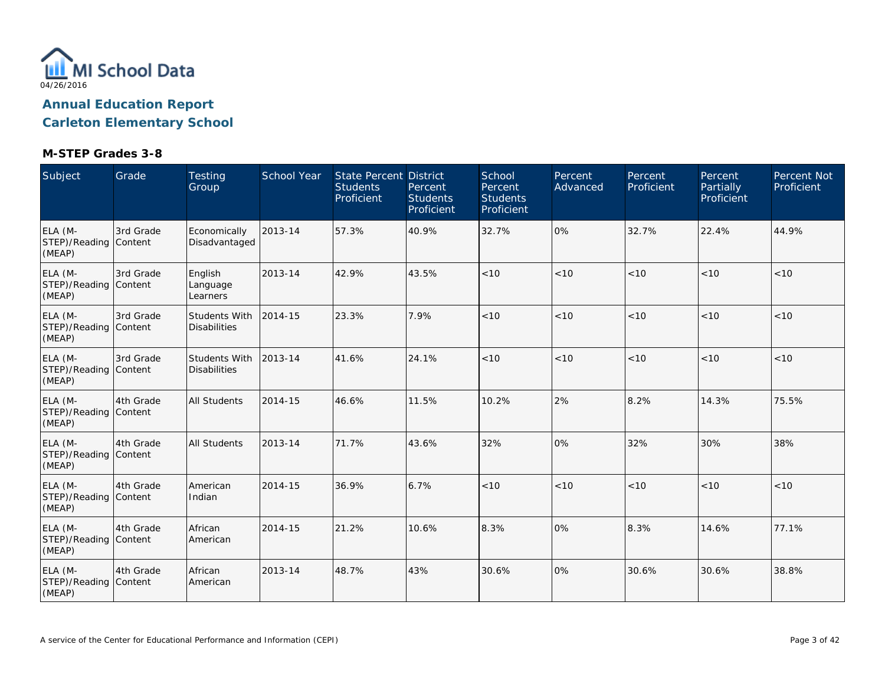MI School Data

04/26/2016

# Annual Education Report

# Carleton Elementary School

### M-STEP Grades 3-8

| Subject | Grade | Testing Group | School Year | State Percent Students Proficient | District Percent Students Proficient | School Percent Students Proficient | Percent Advanced | Percent Proficient | Percent Partially Proficient | Percent Not Proficient |
|---|---|---|---|---|---|---|---|---|---|---|
| ELA (M-STEP)/Reading (MEAP) | 3rd Grade Content | Economically Disadvantaged | 2013-14 | 57.3% | 40.9% | 32.7% | 0% | 32.7% | 22.4% | 44.9% |
| ELA (M-STEP)/Reading (MEAP) | 3rd Grade Content | English Language Learners | 2013-14 | 42.9% | 43.5% | <10 | <10 | <10 | <10 | <10 |
| ELA (M-STEP)/Reading (MEAP) | 3rd Grade Content | Students With Disabilities | 2014-15 | 23.3% | 7.9% | <10 | <10 | <10 | <10 | <10 |
| ELA (M-STEP)/Reading (MEAP) | 3rd Grade Content | Students With Disabilities | 2013-14 | 41.6% | 24.1% | <10 | <10 | <10 | <10 | <10 |
| ELA (M-STEP)/Reading (MEAP) | 4th Grade Content | All Students | 2014-15 | 46.6% | 11.5% | 10.2% | 2% | 8.2% | 14.3% | 75.5% |
| ELA (M-STEP)/Reading (MEAP) | 4th Grade Content | All Students | 2013-14 | 71.7% | 43.6% | 32% | 0% | 32% | 30% | 38% |
| ELA (M-STEP)/Reading (MEAP) | 4th Grade Content | American Indian | 2014-15 | 36.9% | 6.7% | <10 | <10 | <10 | <10 | <10 |
| ELA (M-STEP)/Reading (MEAP) | 4th Grade Content | African American | 2014-15 | 21.2% | 10.6% | 8.3% | 0% | 8.3% | 14.6% | 77.1% |
| ELA (M-STEP)/Reading (MEAP) | 4th Grade Content | African American | 2013-14 | 48.7% | 43% | 30.6% | 0% | 30.6% | 30.6% | 38.8% |

A service of the Center for Educational Performance and Information (CEPI)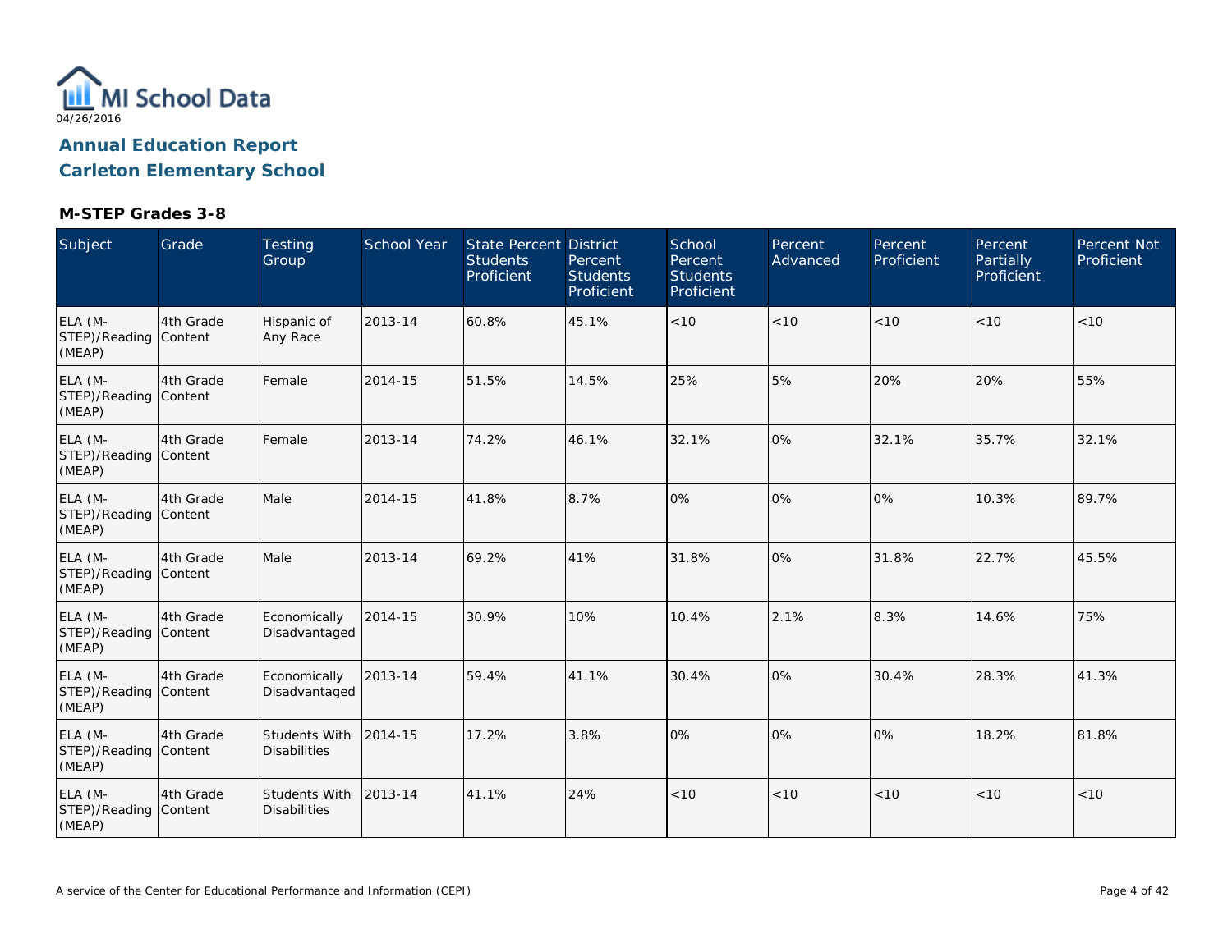MI School Data

04/26/2016

## Annual Education Report

## Carleton Elementary School

### M-STEP Grades 3-8

| Subject | Grade | Testing Group | School Year | State Percent Students Proficient | District Percent Students Proficient | School Percent Students Proficient | Percent Advanced | Percent Proficient | Percent Partially Proficient | Percent Not Proficient |
|---|---|---|---|---|---|---|---|---|---|---|
| ELA (M-STEP)/Reading (MEAP) | 4th Grade Content | Hispanic of Any Race | 2013-14 | 60.8% | 45.1% | <10 | <10 | <10 | <10 | <10 |
| ELA (M-STEP)/Reading (MEAP) | 4th Grade Content | Female | 2014-15 | 51.5% | 14.5% | 25% | 5% | 20% | 20% | 55% |
| ELA (M-STEP)/Reading (MEAP) | 4th Grade Content | Female | 2013-14 | 74.2% | 46.1% | 32.1% | 0% | 32.1% | 35.7% | 32.1% |
| ELA (M-STEP)/Reading (MEAP) | 4th Grade Content | Male | 2014-15 | 41.8% | 8.7% | 0% | 0% | 0% | 10.3% | 89.7% |
| ELA (M-STEP)/Reading (MEAP) | 4th Grade Content | Male | 2013-14 | 69.2% | 41% | 31.8% | 0% | 31.8% | 22.7% | 45.5% |
| ELA (M-STEP)/Reading (MEAP) | 4th Grade Content | Economically Disadvantaged | 2014-15 | 30.9% | 10% | 10.4% | 2.1% | 8.3% | 14.6% | 75% |
| ELA (M-STEP)/Reading (MEAP) | 4th Grade Content | Economically Disadvantaged | 2013-14 | 59.4% | 41.1% | 30.4% | 0% | 30.4% | 28.3% | 41.3% |
| ELA (M-STEP)/Reading (MEAP) | 4th Grade Content | Students With Disabilities | 2014-15 | 17.2% | 3.8% | 0% | 0% | 0% | 18.2% | 81.8% |
| ELA (M-STEP)/Reading (MEAP) | 4th Grade Content | Students With Disabilities | 2013-14 | 41.1% | 24% | <10 | <10 | <10 | <10 | <10 |

A service of the Center for Educational Performance and Information (CEPI)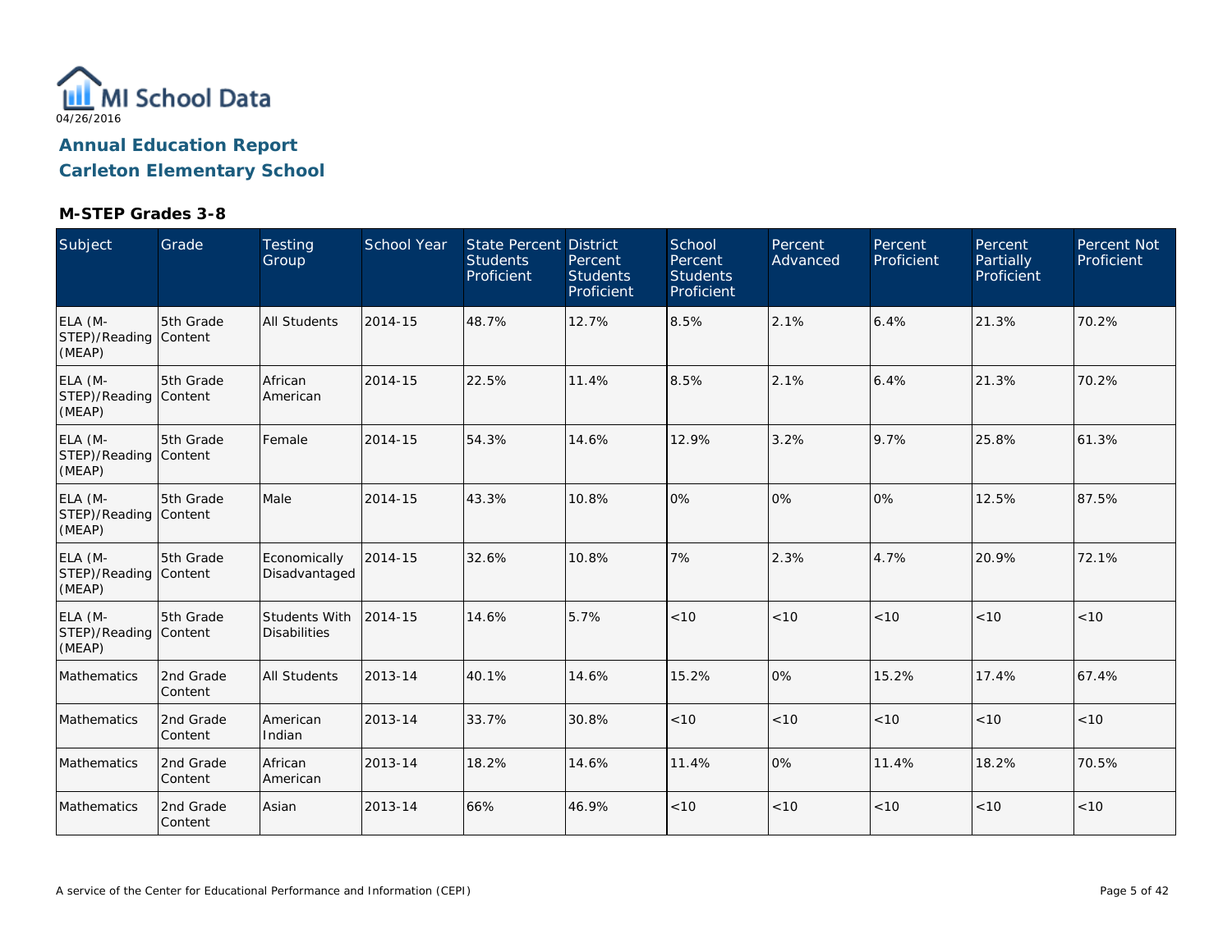MI School Data

04/26/2016

## Annual Education Report

## Carleton Elementary School

### M-STEP Grades 3-8

| Subject | Grade | Testing Group | School Year | State Percent Students Proficient | District Percent Students Proficient | School Percent Students Proficient | Percent Advanced | Percent Proficient | Percent Partially Proficient | Percent Not Proficient |
|---|---|---|---|---|---|---|---|---|---|---|
| ELA (M-STEP)/Reading (MEAP) | 5th Grade Content | All Students | 2014-15 | 48.7% | 12.7% | 8.5% | 2.1% | 6.4% | 21.3% | 70.2% |
| ELA (M-STEP)/Reading (MEAP) | 5th Grade Content | African American | 2014-15 | 22.5% | 11.4% | 8.5% | 2.1% | 6.4% | 21.3% | 70.2% |
| ELA (M-STEP)/Reading (MEAP) | 5th Grade Content | Female | 2014-15 | 54.3% | 14.6% | 12.9% | 3.2% | 9.7% | 25.8% | 61.3% |
| ELA (M-STEP)/Reading (MEAP) | 5th Grade Content | Male | 2014-15 | 43.3% | 10.8% | 0% | 0% | 0% | 12.5% | 87.5% |
| ELA (M-STEP)/Reading (MEAP) | 5th Grade Content | Economically Disadvantaged | 2014-15 | 32.6% | 10.8% | 7% | 2.3% | 4.7% | 20.9% | 72.1% |
| ELA (M-STEP)/Reading (MEAP) | 5th Grade Content | Students With Disabilities | 2014-15 | 14.6% | 5.7% | <10 | <10 | <10 | <10 | <10 |
| Mathematics | 2nd Grade Content | All Students | 2013-14 | 40.1% | 14.6% | 15.2% | 0% | 15.2% | 17.4% | 67.4% |
| Mathematics | 2nd Grade Content | American Indian | 2013-14 | 33.7% | 30.8% | <10 | <10 | <10 | <10 | <10 |
| Mathematics | 2nd Grade Content | African American | 2013-14 | 18.2% | 14.6% | 11.4% | 0% | 11.4% | 18.2% | 70.5% |
| Mathematics | 2nd Grade Content | Asian | 2013-14 | 66% | 46.9% | <10 | <10 | <10 | <10 | <10 |

A service of the Center for Educational Performance and Information (CEPI)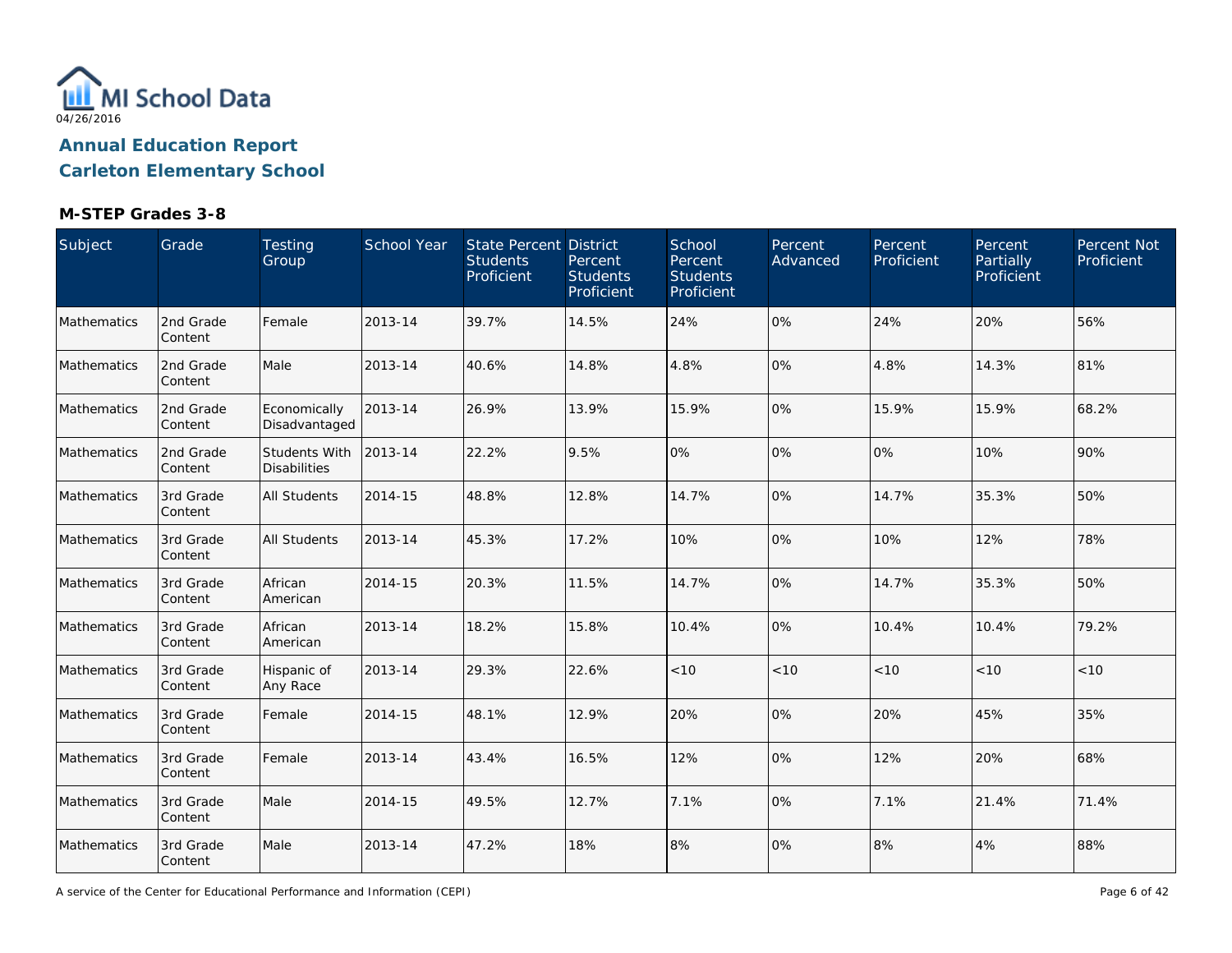04/26/2016

# Annual Education Report
## Carleton Elementary School

### M-STEP Grades 3-8

| Subject | Grade | Testing Group | School Year | State Percent Students Proficient | District Percent Students Proficient | School Percent Students Proficient | Percent Advanced | Percent Proficient | Percent Partially Proficient | Percent Not Proficient |
|---|---|---|---|---|---|---|---|---|---|---|
| Mathematics | 2nd Grade Content | Female | 2013-14 | 39.7% | 14.5% | 24% | 0% | 24% | 20% | 56% |
| Mathematics | 2nd Grade Content | Male | 2013-14 | 40.6% | 14.8% | 4.8% | 0% | 4.8% | 14.3% | 81% |
| Mathematics | 2nd Grade Content | Economically Disadvantaged | 2013-14 | 26.9% | 13.9% | 15.9% | 0% | 15.9% | 15.9% | 68.2% |
| Mathematics | 2nd Grade Content | Students With Disabilities | 2013-14 | 22.2% | 9.5% | 0% | 0% | 0% | 10% | 90% |
| Mathematics | 3rd Grade Content | All Students | 2014-15 | 48.8% | 12.8% | 14.7% | 0% | 14.7% | 35.3% | 50% |
| Mathematics | 3rd Grade Content | All Students | 2013-14 | 45.3% | 17.2% | 10% | 0% | 10% | 12% | 78% |
| Mathematics | 3rd Grade Content | African American | 2014-15 | 20.3% | 11.5% | 14.7% | 0% | 14.7% | 35.3% | 50% |
| Mathematics | 3rd Grade Content | African American | 2013-14 | 18.2% | 15.8% | 10.4% | 0% | 10.4% | 10.4% | 79.2% |
| Mathematics | 3rd Grade Content | Hispanic of Any Race | 2013-14 | 29.3% | 22.6% | <10 | <10 | <10 | <10 | <10 |
| Mathematics | 3rd Grade Content | Female | 2014-15 | 48.1% | 12.9% | 20% | 0% | 20% | 45% | 35% |
| Mathematics | 3rd Grade Content | Female | 2013-14 | 43.4% | 16.5% | 12% | 0% | 12% | 20% | 68% |
| Mathematics | 3rd Grade Content | Male | 2014-15 | 49.5% | 12.7% | 7.1% | 0% | 7.1% | 21.4% | 71.4% |
| Mathematics | 3rd Grade Content | Male | 2013-14 | 47.2% | 18% | 8% | 0% | 8% | 4% | 88% |

A service of the Center for Educational Performance and Information (CEPI)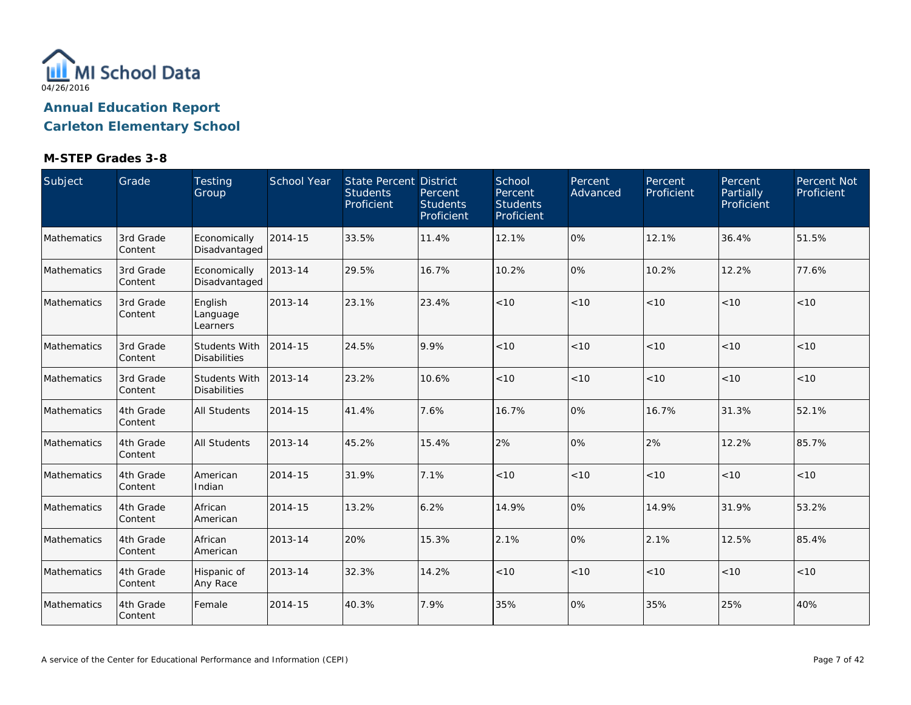MI School Data

04/26/2016

## Annual Education Report
## Carleton Elementary School

### M-STEP Grades 3-8

| Subject | Grade | Testing Group | School Year | State Percent Students Proficient | District Percent Students Proficient | School Percent Students Proficient | Percent Advanced | Percent Proficient | Percent Partially Proficient | Percent Not Proficient |
|---|---|---|---|---|---|---|---|---|---|---|
| Mathematics | 3rd Grade Content | Economically Disadvantaged | 2014-15 | 33.5% | 11.4% | 12.1% | 0% | 12.1% | 36.4% | 51.5% |
| Mathematics | 3rd Grade Content | Economically Disadvantaged | 2013-14 | 29.5% | 16.7% | 10.2% | 0% | 10.2% | 12.2% | 77.6% |
| Mathematics | 3rd Grade Content | English Language Learners | 2013-14 | 23.1% | 23.4% | <10 | <10 | <10 | <10 | <10 |
| Mathematics | 3rd Grade Content | Students With Disabilities | 2014-15 | 24.5% | 9.9% | <10 | <10 | <10 | <10 | <10 |
| Mathematics | 3rd Grade Content | Students With Disabilities | 2013-14 | 23.2% | 10.6% | <10 | <10 | <10 | <10 | <10 |
| Mathematics | 4th Grade Content | All Students | 2014-15 | 41.4% | 7.6% | 16.7% | 0% | 16.7% | 31.3% | 52.1% |
| Mathematics | 4th Grade Content | All Students | 2013-14 | 45.2% | 15.4% | 2% | 0% | 2% | 12.2% | 85.7% |
| Mathematics | 4th Grade Content | American Indian | 2014-15 | 31.9% | 7.1% | <10 | <10 | <10 | <10 | <10 |
| Mathematics | 4th Grade Content | African American | 2014-15 | 13.2% | 6.2% | 14.9% | 0% | 14.9% | 31.9% | 53.2% |
| Mathematics | 4th Grade Content | African American | 2013-14 | 20% | 15.3% | 2.1% | 0% | 2.1% | 12.5% | 85.4% |
| Mathematics | 4th Grade Content | Hispanic of Any Race | 2013-14 | 32.3% | 14.2% | <10 | <10 | <10 | <10 | <10 |
| Mathematics | 4th Grade Content | Female | 2014-15 | 40.3% | 7.9% | 35% | 0% | 35% | 25% | 40% |

A service of the Center for Educational Performance and Information (CEPI)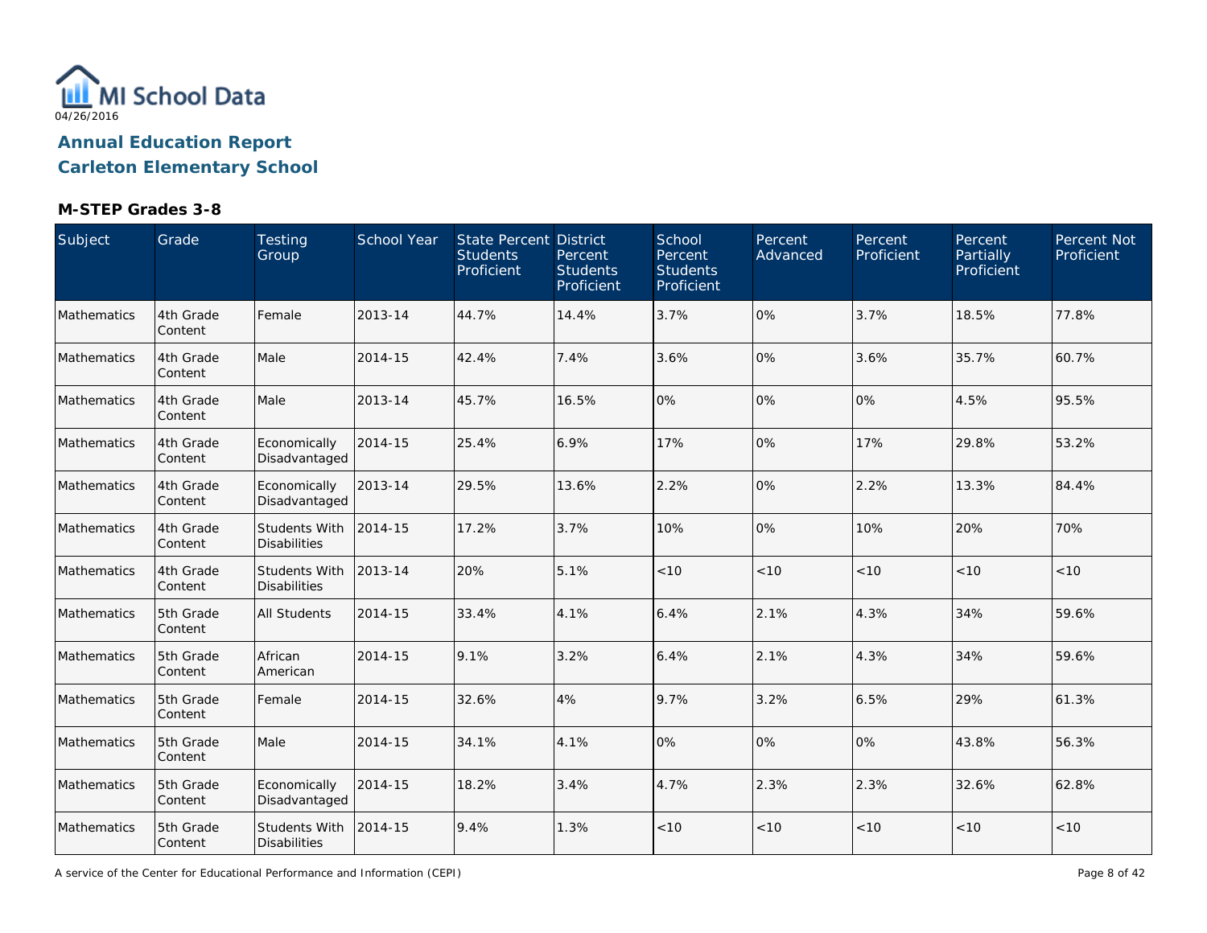MI School Data

04/26/2016

# Annual Education Report

# Carleton Elementary School

### M-STEP Grades 3-8

| Subject | Grade | Testing Group | School Year | State Percent Students Proficient | District Percent Students Proficient | School Percent Students Proficient | Percent Advanced | Percent Proficient | Percent Partially Proficient | Percent Not Proficient |
|---|---|---|---|---|---|---|---|---|---|---|
| Mathematics | 4th Grade Content | Female | 2013-14 | 44.7% | 14.4% | 3.7% | 0% | 3.7% | 18.5% | 77.8% |
| Mathematics | 4th Grade Content | Male | 2014-15 | 42.4% | 7.4% | 3.6% | 0% | 3.6% | 35.7% | 60.7% |
| Mathematics | 4th Grade Content | Male | 2013-14 | 45.7% | 16.5% | 0% | 0% | 0% | 4.5% | 95.5% |
| Mathematics | 4th Grade Content | Economically Disadvantaged | 2014-15 | 25.4% | 6.9% | 17% | 0% | 17% | 29.8% | 53.2% |
| Mathematics | 4th Grade Content | Economically Disadvantaged | 2013-14 | 29.5% | 13.6% | 2.2% | 0% | 2.2% | 13.3% | 84.4% |
| Mathematics | 4th Grade Content | Students With Disabilities | 2014-15 | 17.2% | 3.7% | 10% | 0% | 10% | 20% | 70% |
| Mathematics | 4th Grade Content | Students With Disabilities | 2013-14 | 20% | 5.1% | <10 | <10 | <10 | <10 | <10 |
| Mathematics | 5th Grade Content | All Students | 2014-15 | 33.4% | 4.1% | 6.4% | 2.1% | 4.3% | 34% | 59.6% |
| Mathematics | 5th Grade Content | African American | 2014-15 | 9.1% | 3.2% | 6.4% | 2.1% | 4.3% | 34% | 59.6% |
| Mathematics | 5th Grade Content | Female | 2014-15 | 32.6% | 4% | 9.7% | 3.2% | 6.5% | 29% | 61.3% |
| Mathematics | 5th Grade Content | Male | 2014-15 | 34.1% | 4.1% | 0% | 0% | 0% | 43.8% | 56.3% |
| Mathematics | 5th Grade Content | Economically Disadvantaged | 2014-15 | 18.2% | 3.4% | 4.7% | 2.3% | 2.3% | 32.6% | 62.8% |
| Mathematics | 5th Grade Content | Students With Disabilities | 2014-15 | 9.4% | 1.3% | <10 | <10 | <10 | <10 | <10 |

A service of the Center for Educational Performance and Information (CEPI)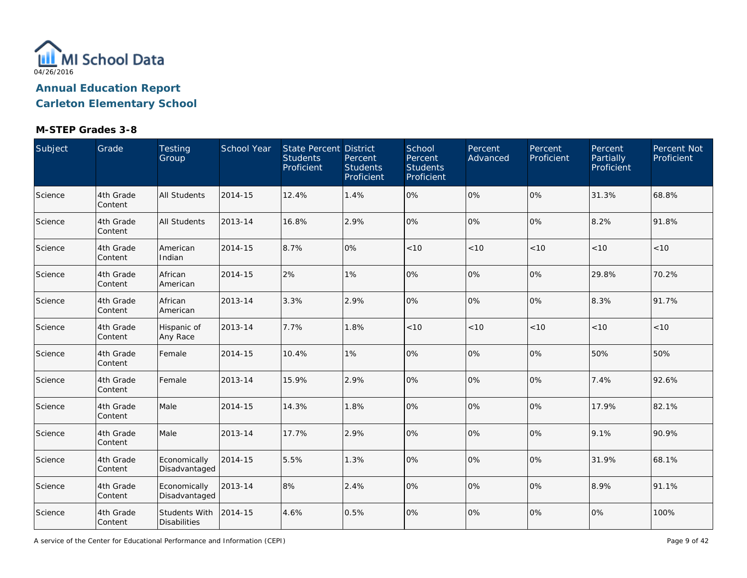# Annual Education Report

## Carleton Elementary School

### M-STEP Grades 3-8

| Subject | Grade | Testing Group | School Year | State Percent Students Proficient | District Percent Students Proficient | School Percent Students Proficient | Percent Advanced | Percent Proficient | Percent Partially Proficient | Percent Not Proficient |
|---|---|---|---|---|---|---|---|---|---|---|
| Science | 4th Grade Content | All Students | 2014-15 | 12.4% | 1.4% | 0% | 0% | 0% | 31.3% | 68.8% |
| Science | 4th Grade Content | All Students | 2013-14 | 16.8% | 2.9% | 0% | 0% | 0% | 8.2% | 91.8% |
| Science | 4th Grade Content | American Indian | 2014-15 | 8.7% | 0% | <10 | <10 | <10 | <10 | <10 |
| Science | 4th Grade Content | African American | 2014-15 | 2% | 1% | 0% | 0% | 0% | 29.8% | 70.2% |
| Science | 4th Grade Content | African American | 2013-14 | 3.3% | 2.9% | 0% | 0% | 0% | 8.3% | 91.7% |
| Science | 4th Grade Content | Hispanic of Any Race | 2013-14 | 7.7% | 1.8% | <10 | <10 | <10 | <10 | <10 |
| Science | 4th Grade Content | Female | 2014-15 | 10.4% | 1% | 0% | 0% | 0% | 50% | 50% |
| Science | 4th Grade Content | Female | 2013-14 | 15.9% | 2.9% | 0% | 0% | 0% | 7.4% | 92.6% |
| Science | 4th Grade Content | Male | 2014-15 | 14.3% | 1.8% | 0% | 0% | 0% | 17.9% | 82.1% |
| Science | 4th Grade Content | Male | 2013-14 | 17.7% | 2.9% | 0% | 0% | 0% | 9.1% | 90.9% |
| Science | 4th Grade Content | Economically Disadvantaged | 2014-15 | 5.5% | 1.3% | 0% | 0% | 0% | 31.9% | 68.1% |
| Science | 4th Grade Content | Economically Disadvantaged | 2013-14 | 8% | 2.4% | 0% | 0% | 0% | 8.9% | 91.1% |
| Science | 4th Grade Content | Students With Disabilities | 2014-15 | 4.6% | 0.5% | 0% | 0% | 0% | 0% | 100% |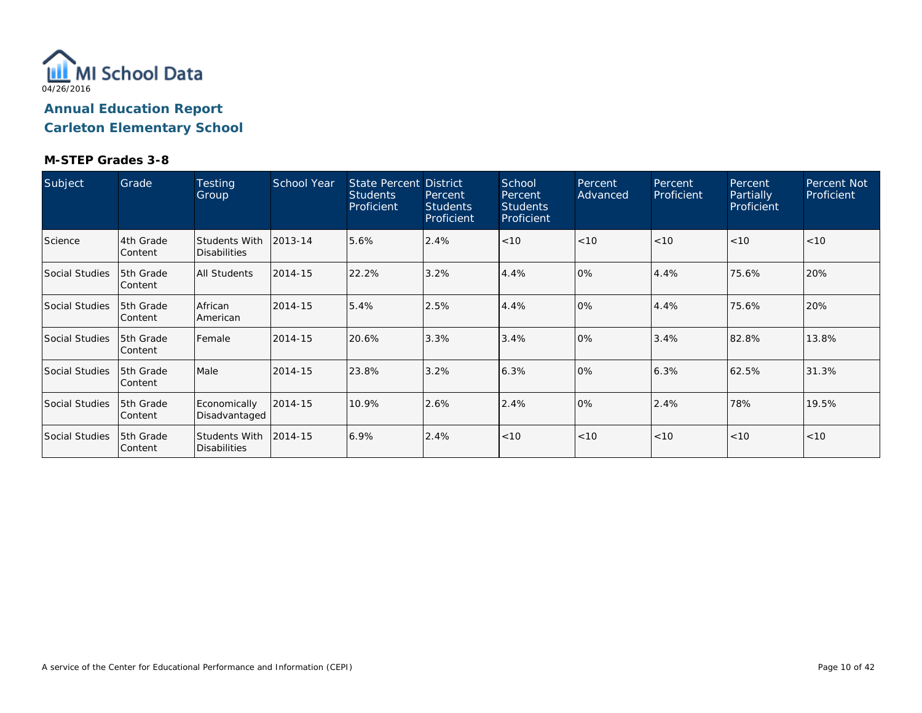MI School Data

04/26/2016

# Annual Education Report

# Carleton Elementary School

### M-STEP Grades 3-8

| Subject | Grade | Testing Group | School Year | State Percent Students Proficient | District Percent Students Proficient | School Percent Students Proficient | Percent Advanced | Percent Proficient | Percent Partially Proficient | Percent Not Proficient |
|---|---|---|---|---|---|---|---|---|---|---|
| Science | 4th Grade Content | Students With Disabilities | 2013-14 | 5.6% | 2.4% | <10 | <10 | <10 | <10 | <10 |
| Social Studies | 5th Grade Content | All Students | 2014-15 | 22.2% | 3.2% | 4.4% | 0% | 4.4% | 75.6% | 20% |
| Social Studies | 5th Grade Content | African American | 2014-15 | 5.4% | 2.5% | 4.4% | 0% | 4.4% | 75.6% | 20% |
| Social Studies | 5th Grade Content | Female | 2014-15 | 20.6% | 3.3% | 3.4% | 0% | 3.4% | 82.8% | 13.8% |
| Social Studies | 5th Grade Content | Male | 2014-15 | 23.8% | 3.2% | 6.3% | 0% | 6.3% | 62.5% | 31.3% |
| Social Studies | 5th Grade Content | Economically Disadvantaged | 2014-15 | 10.9% | 2.6% | 2.4% | 0% | 2.4% | 78% | 19.5% |
| Social Studies | 5th Grade Content | Students With Disabilities | 2014-15 | 6.9% | 2.4% | <10 | <10 | <10 | <10 | <10 |

A service of the Center for Educational Performance and Information (CEPI)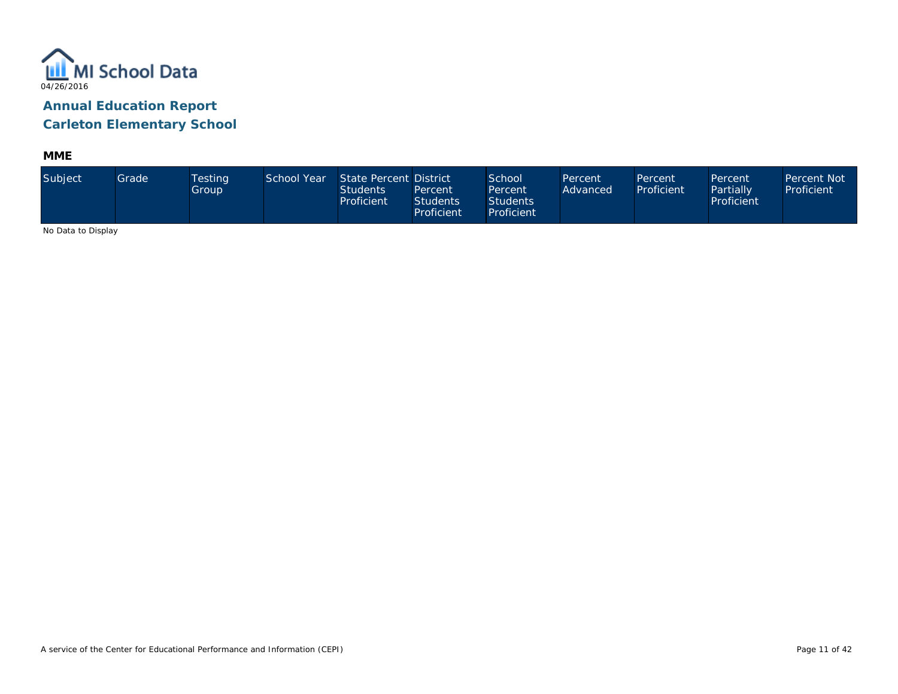MI School Data

04/26/2016

## Annual Education Report

## Carleton Elementary School

### MME

| Subject | Grade | Testing Group | School Year | State Percent Students Proficient | District Percent Students Proficient | School Percent Students Proficient | Percent Advanced | Percent Proficient | Percent Partially Proficient | Percent Not Proficient |
|---|---|---|---|---|---|---|---|---|---|---|

No Data to Display

A service of the Center for Educational Performance and Information (CEPI)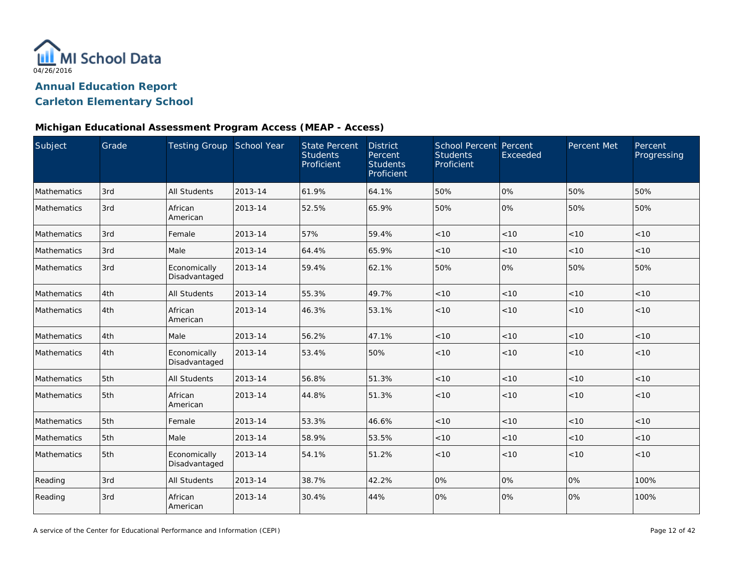MI School Data
04/26/2016

# Annual Education Report
# Carleton Elementary School

### Michigan Educational Assessment Program Access (MEAP - Access)

| Subject | Grade | Testing Group | School Year | State Percent Students Proficient | District Percent Students Proficient | School Percent Students Proficient | Percent Exceeded | Percent Met | Percent Progressing |
|---|---|---|---|---|---|---|---|---|---|
| Mathematics | 3rd | All Students | 2013-14 | 61.9% | 64.1% | 50% | 0% | 50% | 50% |
| Mathematics | 3rd | African American | 2013-14 | 52.5% | 65.9% | 50% | 0% | 50% | 50% |
| Mathematics | 3rd | Female | 2013-14 | 57% | 59.4% | <10 | <10 | <10 | <10 |
| Mathematics | 3rd | Male | 2013-14 | 64.4% | 65.9% | <10 | <10 | <10 | <10 |
| Mathematics | 3rd | Economically Disadvantaged | 2013-14 | 59.4% | 62.1% | 50% | 0% | 50% | 50% |
| Mathematics | 4th | All Students | 2013-14 | 55.3% | 49.7% | <10 | <10 | <10 | <10 |
| Mathematics | 4th | African American | 2013-14 | 46.3% | 53.1% | <10 | <10 | <10 | <10 |
| Mathematics | 4th | Male | 2013-14 | 56.2% | 47.1% | <10 | <10 | <10 | <10 |
| Mathematics | 4th | Economically Disadvantaged | 2013-14 | 53.4% | 50% | <10 | <10 | <10 | <10 |
| Mathematics | 5th | All Students | 2013-14 | 56.8% | 51.3% | <10 | <10 | <10 | <10 |
| Mathematics | 5th | African American | 2013-14 | 44.8% | 51.3% | <10 | <10 | <10 | <10 |
| Mathematics | 5th | Female | 2013-14 | 53.3% | 46.6% | <10 | <10 | <10 | <10 |
| Mathematics | 5th | Male | 2013-14 | 58.9% | 53.5% | <10 | <10 | <10 | <10 |
| Mathematics | 5th | Economically Disadvantaged | 2013-14 | 54.1% | 51.2% | <10 | <10 | <10 | <10 |
| Reading | 3rd | All Students | 2013-14 | 38.7% | 42.2% | 0% | 0% | 0% | 100% |
| Reading | 3rd | African American | 2013-14 | 30.4% | 44% | 0% | 0% | 0% | 100% |

A service of the Center for Educational Performance and Information (CEPI)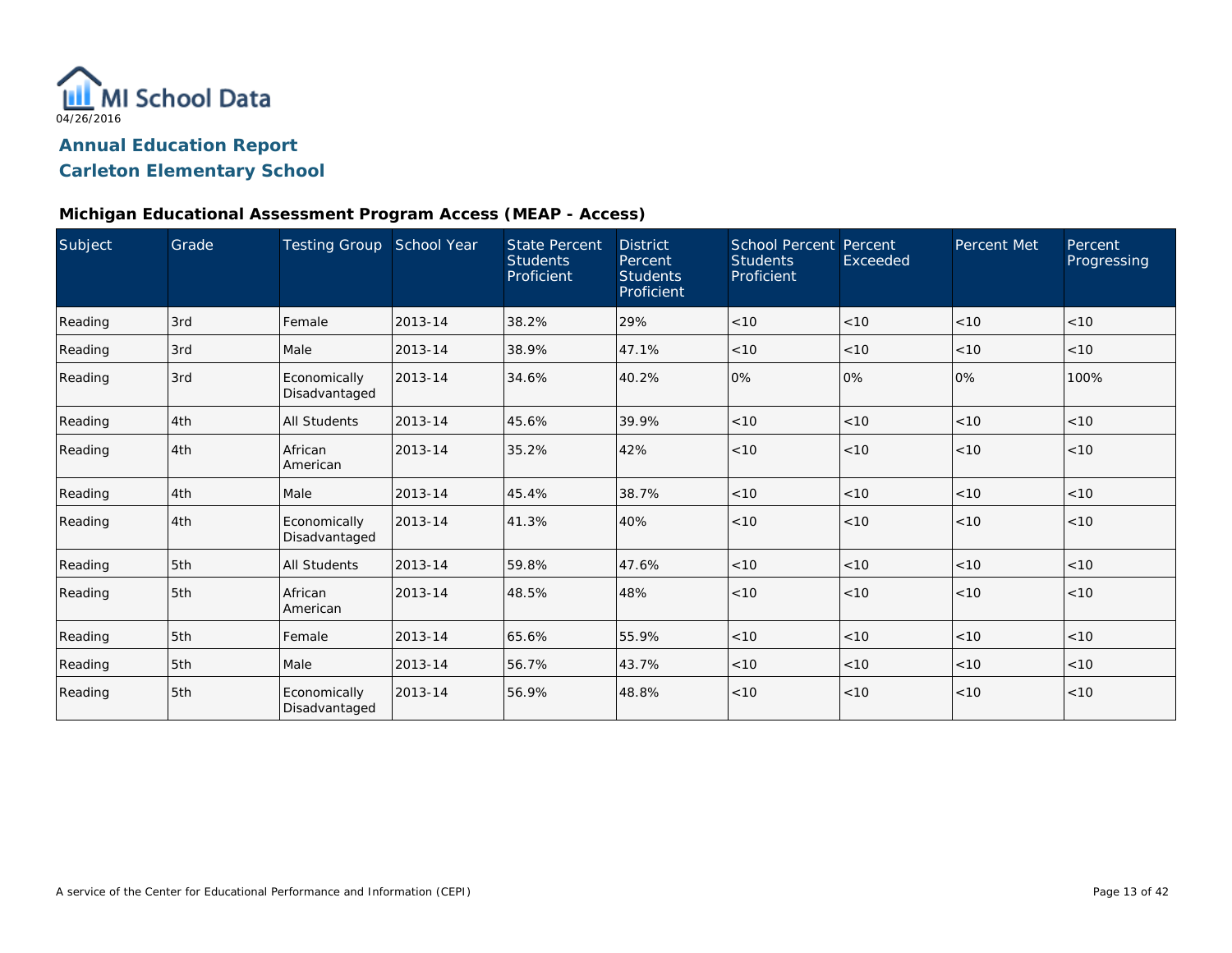MI School Data

04/26/2016

## Annual Education Report

## Carleton Elementary School

### Michigan Educational Assessment Program Access (MEAP - Access)

| Subject | Grade | Testing Group | School Year | State Percent Students Proficient | District Percent Students Proficient | School Percent Students Proficient | Percent Exceeded | Percent Met | Percent Progressing |
|---|---|---|---|---|---|---|---|---|---|
| Reading | 3rd | Female | 2013-14 | 38.2% | 29% | <10 | <10 | <10 | <10 |
| Reading | 3rd | Male | 2013-14 | 38.9% | 47.1% | <10 | <10 | <10 | <10 |
| Reading | 3rd | Economically Disadvantaged | 2013-14 | 34.6% | 40.2% | 0% | 0% | 0% | 100% |
| Reading | 4th | All Students | 2013-14 | 45.6% | 39.9% | <10 | <10 | <10 | <10 |
| Reading | 4th | African American | 2013-14 | 35.2% | 42% | <10 | <10 | <10 | <10 |
| Reading | 4th | Male | 2013-14 | 45.4% | 38.7% | <10 | <10 | <10 | <10 |
| Reading | 4th | Economically Disadvantaged | 2013-14 | 41.3% | 40% | <10 | <10 | <10 | <10 |
| Reading | 5th | All Students | 2013-14 | 59.8% | 47.6% | <10 | <10 | <10 | <10 |
| Reading | 5th | African American | 2013-14 | 48.5% | 48% | <10 | <10 | <10 | <10 |
| Reading | 5th | Female | 2013-14 | 65.6% | 55.9% | <10 | <10 | <10 | <10 |
| Reading | 5th | Male | 2013-14 | 56.7% | 43.7% | <10 | <10 | <10 | <10 |
| Reading | 5th | Economically Disadvantaged | 2013-14 | 56.9% | 48.8% | <10 | <10 | <10 | <10 |

A service of the Center for Educational Performance and Information (CEPI)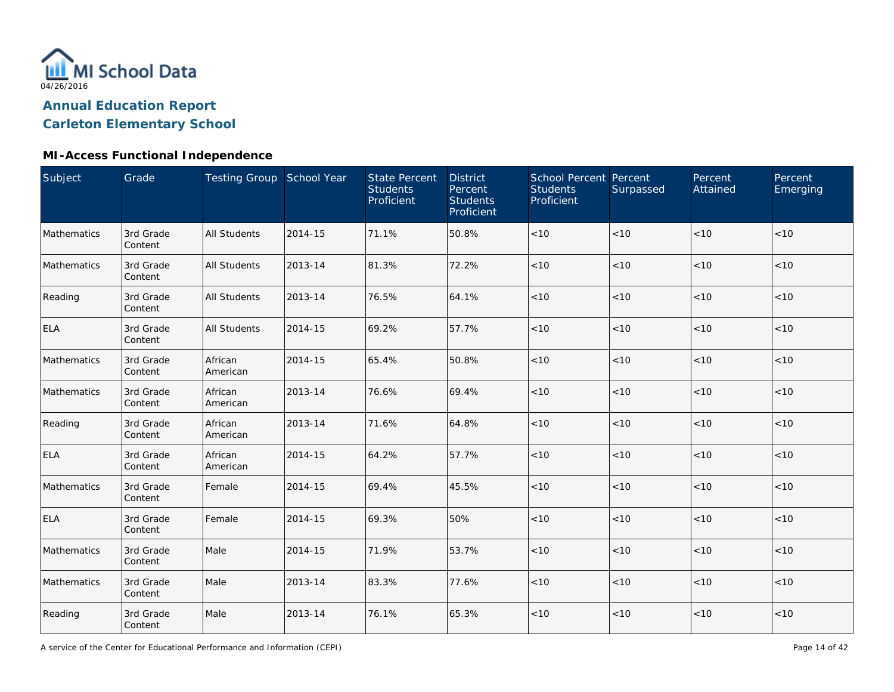04/26/2016

# Annual Education Report
## Carleton Elementary School

### MI-Access Functional Independence

| Subject | Grade | Testing Group | School Year | State Percent Students Proficient | District Percent Students Proficient | School Percent Students Proficient | Percent Surpassed | Percent Attained | Percent Emerging |
|---|---|---|---|---|---|---|---|---|---|
| Mathematics | 3rd Grade Content | All Students | 2014-15 | 71.1% | 50.8% | <10 | <10 | <10 | <10 |
| Mathematics | 3rd Grade Content | All Students | 2013-14 | 81.3% | 72.2% | <10 | <10 | <10 | <10 |
| Reading | 3rd Grade Content | All Students | 2013-14 | 76.5% | 64.1% | <10 | <10 | <10 | <10 |
| ELA | 3rd Grade Content | All Students | 2014-15 | 69.2% | 57.7% | <10 | <10 | <10 | <10 |
| Mathematics | 3rd Grade Content | African American | 2014-15 | 65.4% | 50.8% | <10 | <10 | <10 | <10 |
| Mathematics | 3rd Grade Content | African American | 2013-14 | 76.6% | 69.4% | <10 | <10 | <10 | <10 |
| Reading | 3rd Grade Content | African American | 2013-14 | 71.6% | 64.8% | <10 | <10 | <10 | <10 |
| ELA | 3rd Grade Content | African American | 2014-15 | 64.2% | 57.7% | <10 | <10 | <10 | <10 |
| Mathematics | 3rd Grade Content | Female | 2014-15 | 69.4% | 45.5% | <10 | <10 | <10 | <10 |
| ELA | 3rd Grade Content | Female | 2014-15 | 69.3% | 50% | <10 | <10 | <10 | <10 |
| Mathematics | 3rd Grade Content | Male | 2014-15 | 71.9% | 53.7% | <10 | <10 | <10 | <10 |
| Mathematics | 3rd Grade Content | Male | 2013-14 | 83.3% | 77.6% | <10 | <10 | <10 | <10 |
| Reading | 3rd Grade Content | Male | 2013-14 | 76.1% | 65.3% | <10 | <10 | <10 | <10 |

A service of the Center for Educational Performance and Information (CEPI)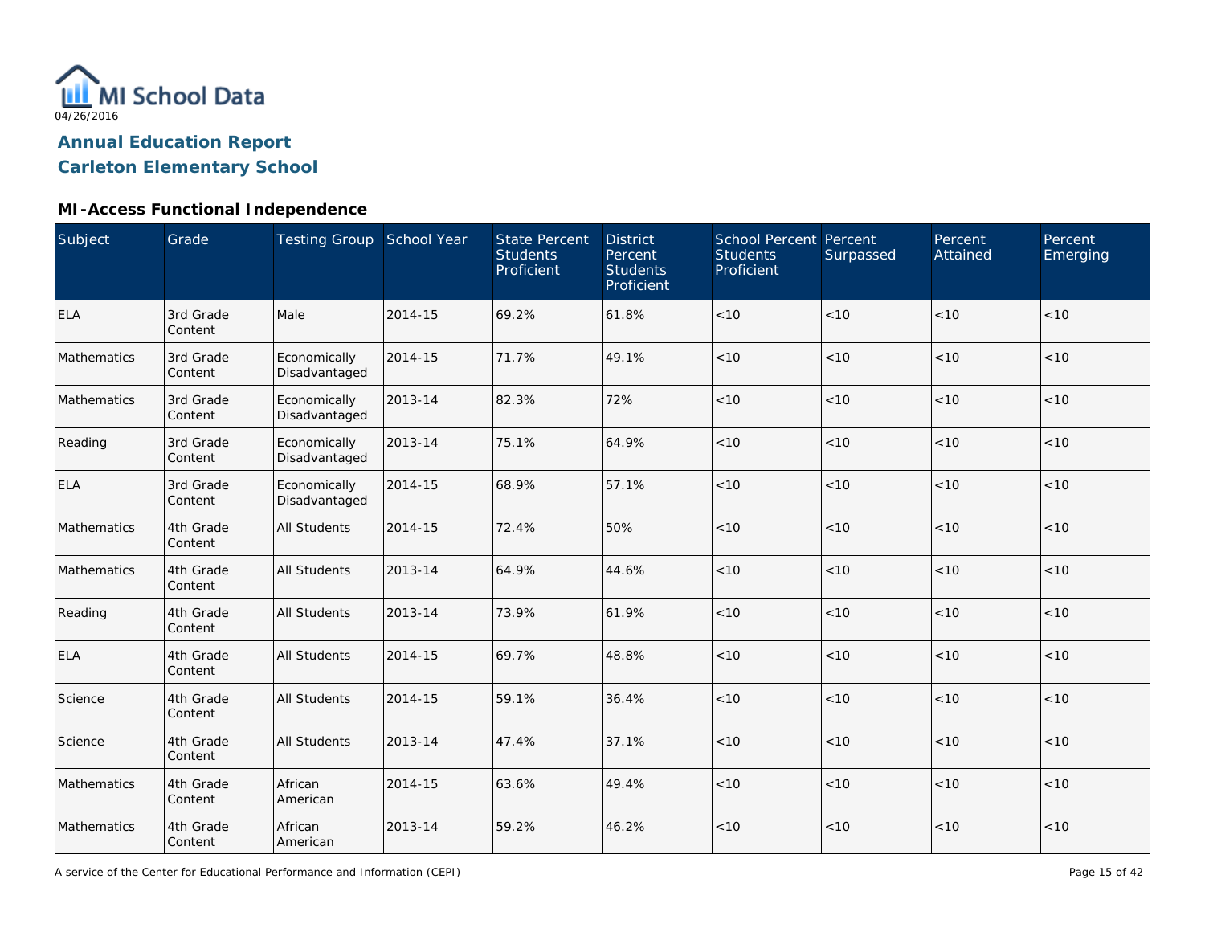# Annual Education Report

## Carleton Elementary School

### MI-Access Functional Independence

| Subject | Grade | Testing Group | School Year | State Percent Students Proficient | District Percent Students Proficient | School Percent Students Proficient | Percent Surpassed | Percent Attained | Percent Emerging |
|---|---|---|---|---|---|---|---|---|---|
| ELA | 3rd Grade Content | Male | 2014-15 | 69.2% | 61.8% | <10 | <10 | <10 | <10 |
| Mathematics | 3rd Grade Content | Economically Disadvantaged | 2014-15 | 71.7% | 49.1% | <10 | <10 | <10 | <10 |
| Mathematics | 3rd Grade Content | Economically Disadvantaged | 2013-14 | 82.3% | 72% | <10 | <10 | <10 | <10 |
| Reading | 3rd Grade Content | Economically Disadvantaged | 2013-14 | 75.1% | 64.9% | <10 | <10 | <10 | <10 |
| ELA | 3rd Grade Content | Economically Disadvantaged | 2014-15 | 68.9% | 57.1% | <10 | <10 | <10 | <10 |
| Mathematics | 4th Grade Content | All Students | 2014-15 | 72.4% | 50% | <10 | <10 | <10 | <10 |
| Mathematics | 4th Grade Content | All Students | 2013-14 | 64.9% | 44.6% | <10 | <10 | <10 | <10 |
| Reading | 4th Grade Content | All Students | 2013-14 | 73.9% | 61.9% | <10 | <10 | <10 | <10 |
| ELA | 4th Grade Content | All Students | 2014-15 | 69.7% | 48.8% | <10 | <10 | <10 | <10 |
| Science | 4th Grade Content | All Students | 2014-15 | 59.1% | 36.4% | <10 | <10 | <10 | <10 |
| Science | 4th Grade Content | All Students | 2013-14 | 47.4% | 37.1% | <10 | <10 | <10 | <10 |
| Mathematics | 4th Grade Content | African American | 2014-15 | 63.6% | 49.4% | <10 | <10 | <10 | <10 |
| Mathematics | 4th Grade Content | African American | 2013-14 | 59.2% | 46.2% | <10 | <10 | <10 | <10 |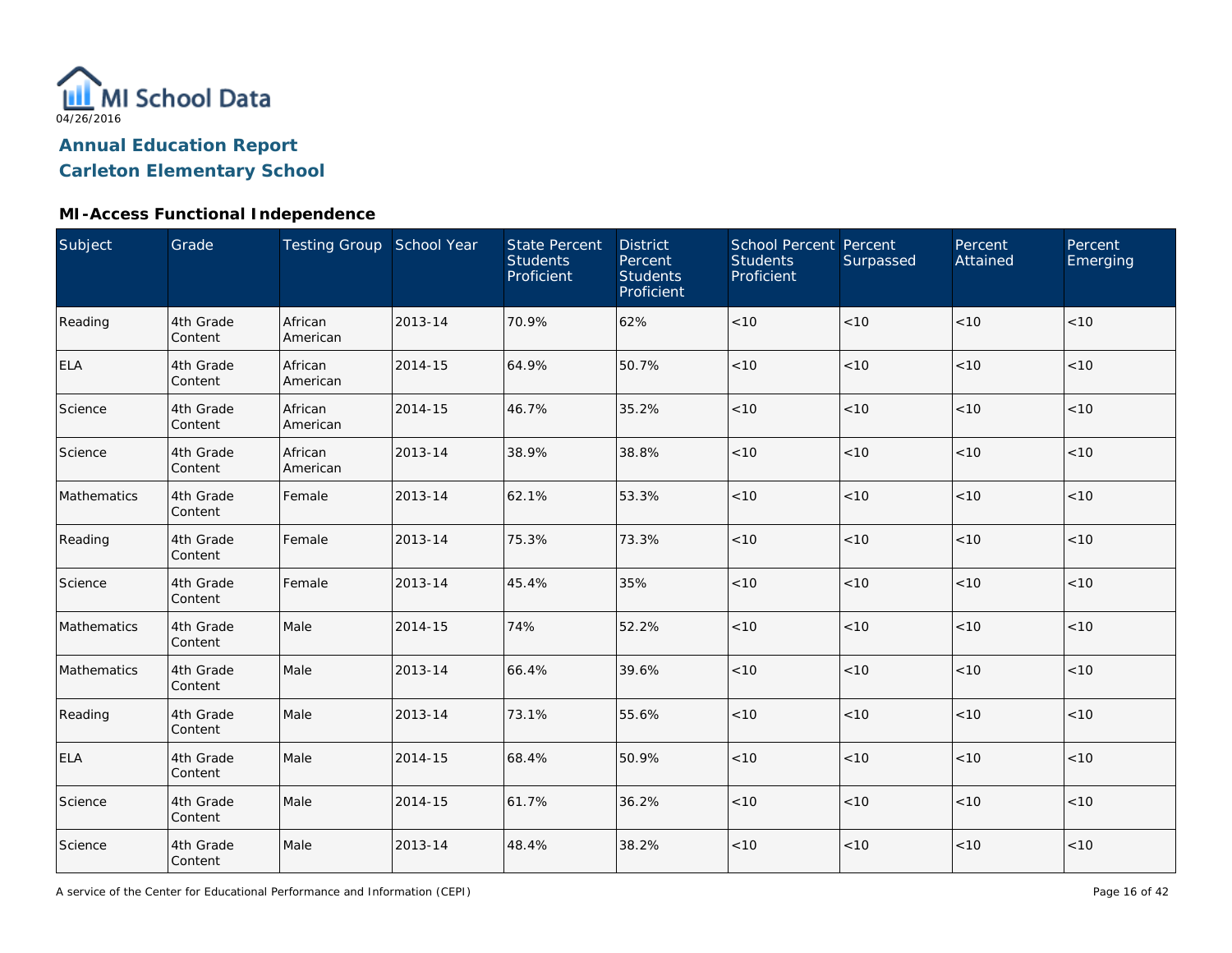MI School Data

04/26/2016

## Annual Education Report
## Carleton Elementary School

### MI-Access Functional Independence

| Subject | Grade | Testing Group | School Year | State Percent Students Proficient | District Percent Students Proficient | School Percent Students Proficient | Percent Surpassed | Percent Attained | Percent Emerging |
|---|---|---|---|---|---|---|---|---|---|
| Reading | 4th Grade Content | African American | 2013-14 | 70.9% | 62% | <10 | <10 | <10 | <10 |
| ELA | 4th Grade Content | African American | 2014-15 | 64.9% | 50.7% | <10 | <10 | <10 | <10 |
| Science | 4th Grade Content | African American | 2014-15 | 46.7% | 35.2% | <10 | <10 | <10 | <10 |
| Science | 4th Grade Content | African American | 2013-14 | 38.9% | 38.8% | <10 | <10 | <10 | <10 |
| Mathematics | 4th Grade Content | Female | 2013-14 | 62.1% | 53.3% | <10 | <10 | <10 | <10 |
| Reading | 4th Grade Content | Female | 2013-14 | 75.3% | 73.3% | <10 | <10 | <10 | <10 |
| Science | 4th Grade Content | Female | 2013-14 | 45.4% | 35% | <10 | <10 | <10 | <10 |
| Mathematics | 4th Grade Content | Male | 2014-15 | 74% | 52.2% | <10 | <10 | <10 | <10 |
| Mathematics | 4th Grade Content | Male | 2013-14 | 66.4% | 39.6% | <10 | <10 | <10 | <10 |
| Reading | 4th Grade Content | Male | 2013-14 | 73.1% | 55.6% | <10 | <10 | <10 | <10 |
| ELA | 4th Grade Content | Male | 2014-15 | 68.4% | 50.9% | <10 | <10 | <10 | <10 |
| Science | 4th Grade Content | Male | 2014-15 | 61.7% | 36.2% | <10 | <10 | <10 | <10 |
| Science | 4th Grade Content | Male | 2013-14 | 48.4% | 38.2% | <10 | <10 | <10 | <10 |

A service of the Center for Educational Performance and Information (CEPI)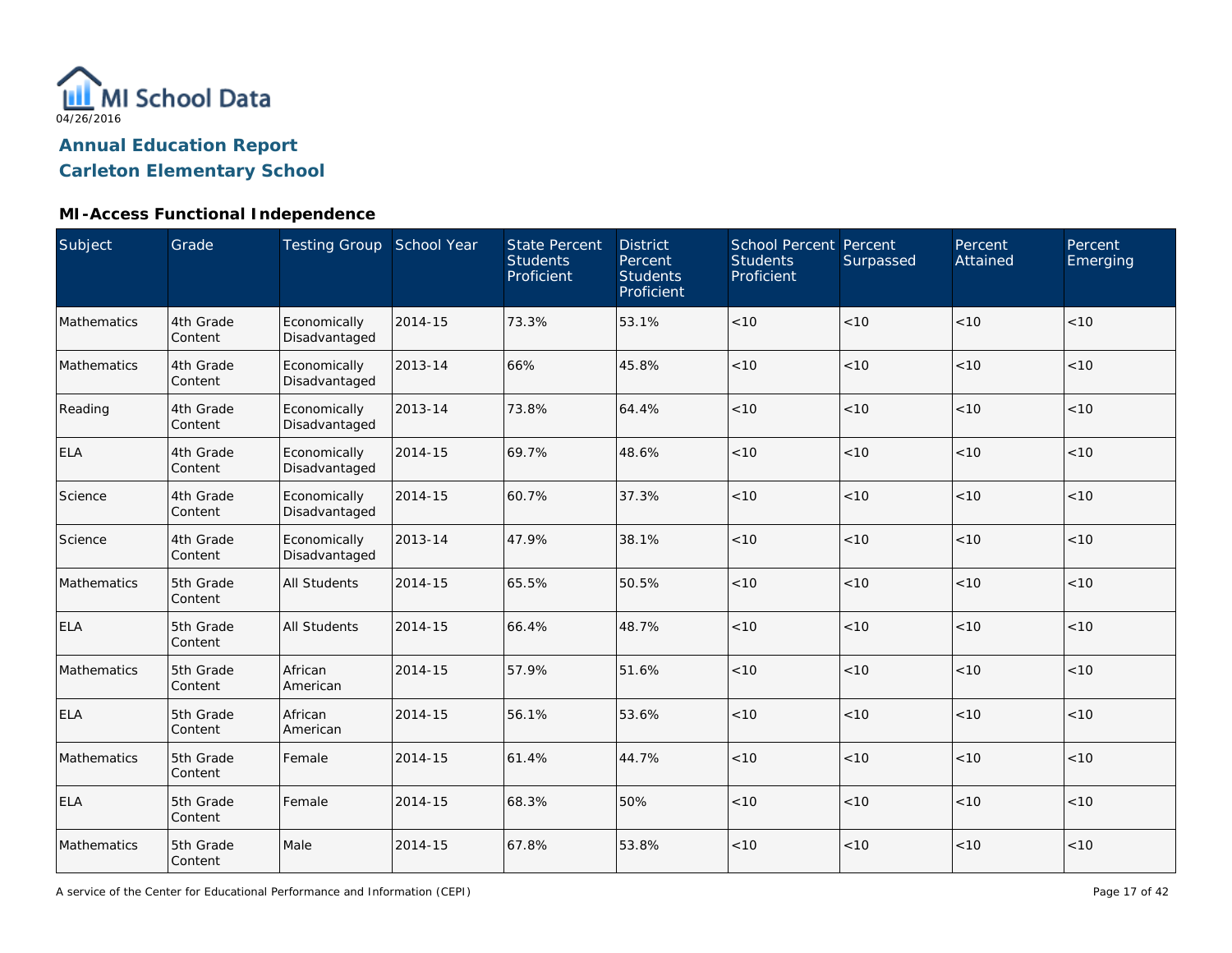# Annual Education Report

## Carleton Elementary School

### MI-Access Functional Independence

| Subject | Grade | Testing Group | School Year | State Percent Students Proficient | District Percent Students Proficient | School Percent Students Proficient | Percent Surpassed | Percent Attained | Percent Emerging |
|---|---|---|---|---|---|---|---|---|---|
| Mathematics | 4th Grade Content | Economically Disadvantaged | 2014-15 | 73.3% | 53.1% | <10 | <10 | <10 | <10 |
| Mathematics | 4th Grade Content | Economically Disadvantaged | 2013-14 | 66% | 45.8% | <10 | <10 | <10 | <10 |
| Reading | 4th Grade Content | Economically Disadvantaged | 2013-14 | 73.8% | 64.4% | <10 | <10 | <10 | <10 |
| ELA | 4th Grade Content | Economically Disadvantaged | 2014-15 | 69.7% | 48.6% | <10 | <10 | <10 | <10 |
| Science | 4th Grade Content | Economically Disadvantaged | 2014-15 | 60.7% | 37.3% | <10 | <10 | <10 | <10 |
| Science | 4th Grade Content | Economically Disadvantaged | 2013-14 | 47.9% | 38.1% | <10 | <10 | <10 | <10 |
| Mathematics | 5th Grade Content | All Students | 2014-15 | 65.5% | 50.5% | <10 | <10 | <10 | <10 |
| ELA | 5th Grade Content | All Students | 2014-15 | 66.4% | 48.7% | <10 | <10 | <10 | <10 |
| Mathematics | 5th Grade Content | African American | 2014-15 | 57.9% | 51.6% | <10 | <10 | <10 | <10 |
| ELA | 5th Grade Content | African American | 2014-15 | 56.1% | 53.6% | <10 | <10 | <10 | <10 |
| Mathematics | 5th Grade Content | Female | 2014-15 | 61.4% | 44.7% | <10 | <10 | <10 | <10 |
| ELA | 5th Grade Content | Female | 2014-15 | 68.3% | 50% | <10 | <10 | <10 | <10 |
| Mathematics | 5th Grade Content | Male | 2014-15 | 67.8% | 53.8% | <10 | <10 | <10 | <10 |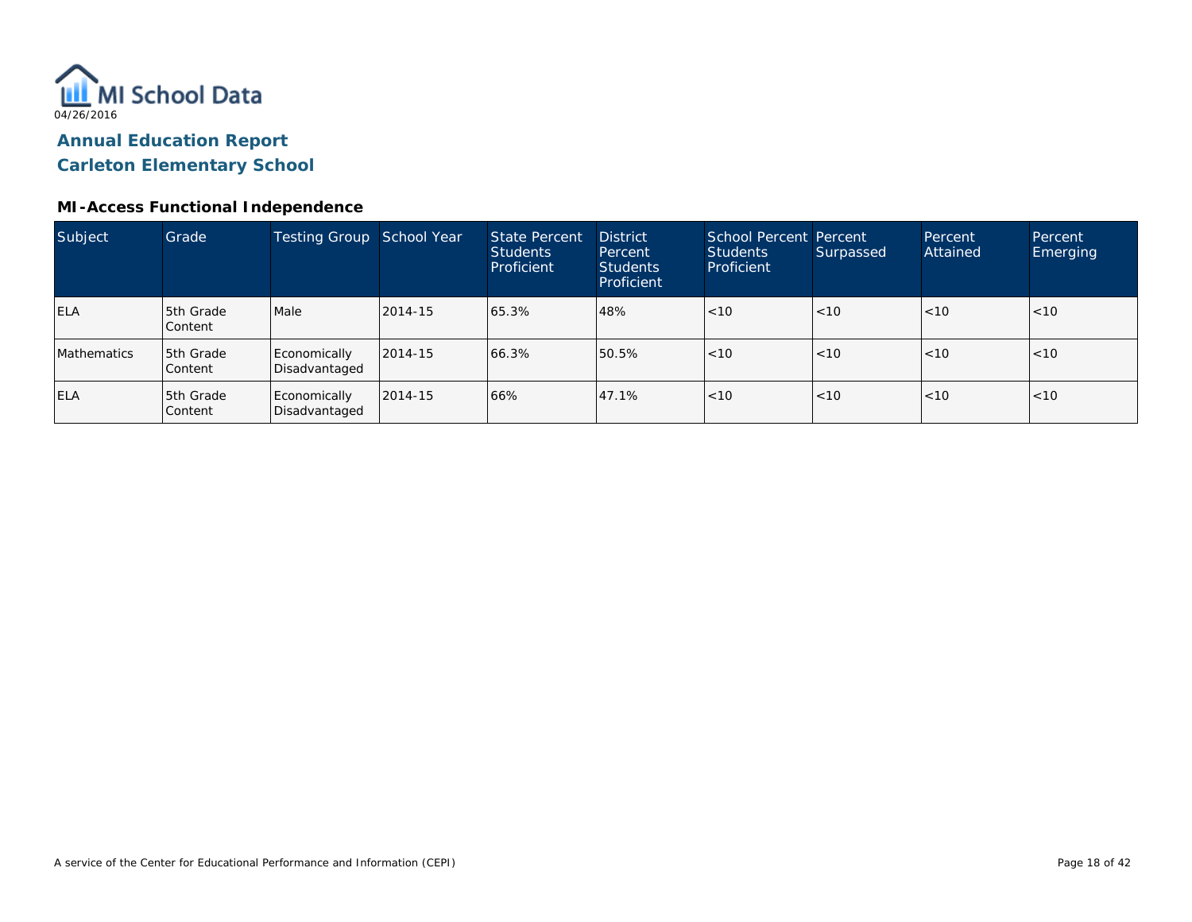MI School Data

04/26/2016

## Annual Education Report

## Carleton Elementary School

### MI-Access Functional Independence

| Subject | Grade | Testing Group | School Year | State Percent Students Proficient | District Percent Students Proficient | School Percent Students Proficient | Percent Surpassed | Percent Attained | Percent Emerging |
|---|---|---|---|---|---|---|---|---|---|
| ELA | 5th Grade Content | Male | 2014-15 | 65.3% | 48% | <10 | <10 | <10 | <10 |
| Mathematics | 5th Grade Content | Economically Disadvantaged | 2014-15 | 66.3% | 50.5% | <10 | <10 | <10 | <10 |
| ELA | 5th Grade Content | Economically Disadvantaged | 2014-15 | 66% | 47.1% | <10 | <10 | <10 | <10 |

A service of the Center for Educational Performance and Information (CEPI)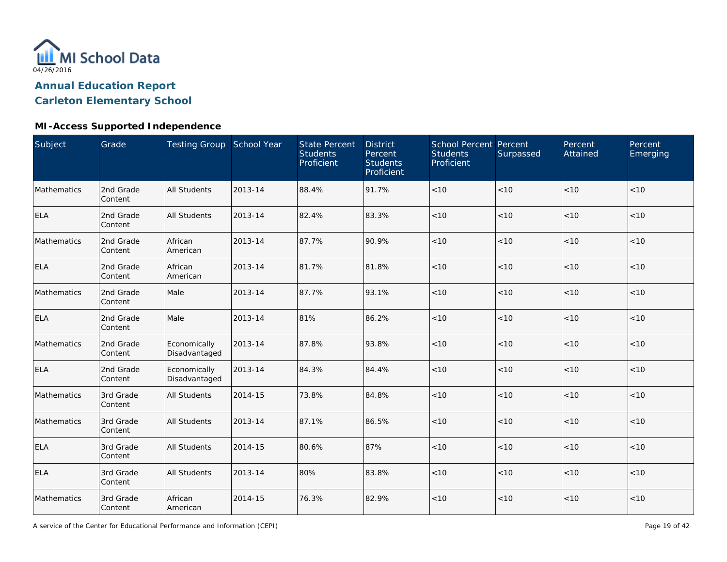# Annual Education Report

## Carleton Elementary School

04/26/2016

### MI-Access Supported Independence

| Subject | Grade | Testing Group | School Year | State Percent Students Proficient | District Percent Students Proficient | School Percent Students Proficient | Percent Surpassed | Percent Attained | Percent Emerging |
|---|---|---|---|---|---|---|---|---|---|
| Mathematics | 2nd Grade Content | All Students | 2013-14 | 88.4% | 91.7% | <10 | <10 | <10 | <10 |
| ELA | 2nd Grade Content | All Students | 2013-14 | 82.4% | 83.3% | <10 | <10 | <10 | <10 |
| Mathematics | 2nd Grade Content | African American | 2013-14 | 87.7% | 90.9% | <10 | <10 | <10 | <10 |
| ELA | 2nd Grade Content | African American | 2013-14 | 81.7% | 81.8% | <10 | <10 | <10 | <10 |
| Mathematics | 2nd Grade Content | Male | 2013-14 | 87.7% | 93.1% | <10 | <10 | <10 | <10 |
| ELA | 2nd Grade Content | Male | 2013-14 | 81% | 86.2% | <10 | <10 | <10 | <10 |
| Mathematics | 2nd Grade Content | Economically Disadvantaged | 2013-14 | 87.8% | 93.8% | <10 | <10 | <10 | <10 |
| ELA | 2nd Grade Content | Economically Disadvantaged | 2013-14 | 84.3% | 84.4% | <10 | <10 | <10 | <10 |
| Mathematics | 3rd Grade Content | All Students | 2014-15 | 73.8% | 84.8% | <10 | <10 | <10 | <10 |
| Mathematics | 3rd Grade Content | All Students | 2013-14 | 87.1% | 86.5% | <10 | <10 | <10 | <10 |
| ELA | 3rd Grade Content | All Students | 2014-15 | 80.6% | 87% | <10 | <10 | <10 | <10 |
| ELA | 3rd Grade Content | All Students | 2013-14 | 80% | 83.8% | <10 | <10 | <10 | <10 |
| Mathematics | 3rd Grade Content | African American | 2014-15 | 76.3% | 82.9% | <10 | <10 | <10 | <10 |

A service of the Center for Educational Performance and Information (CEPI)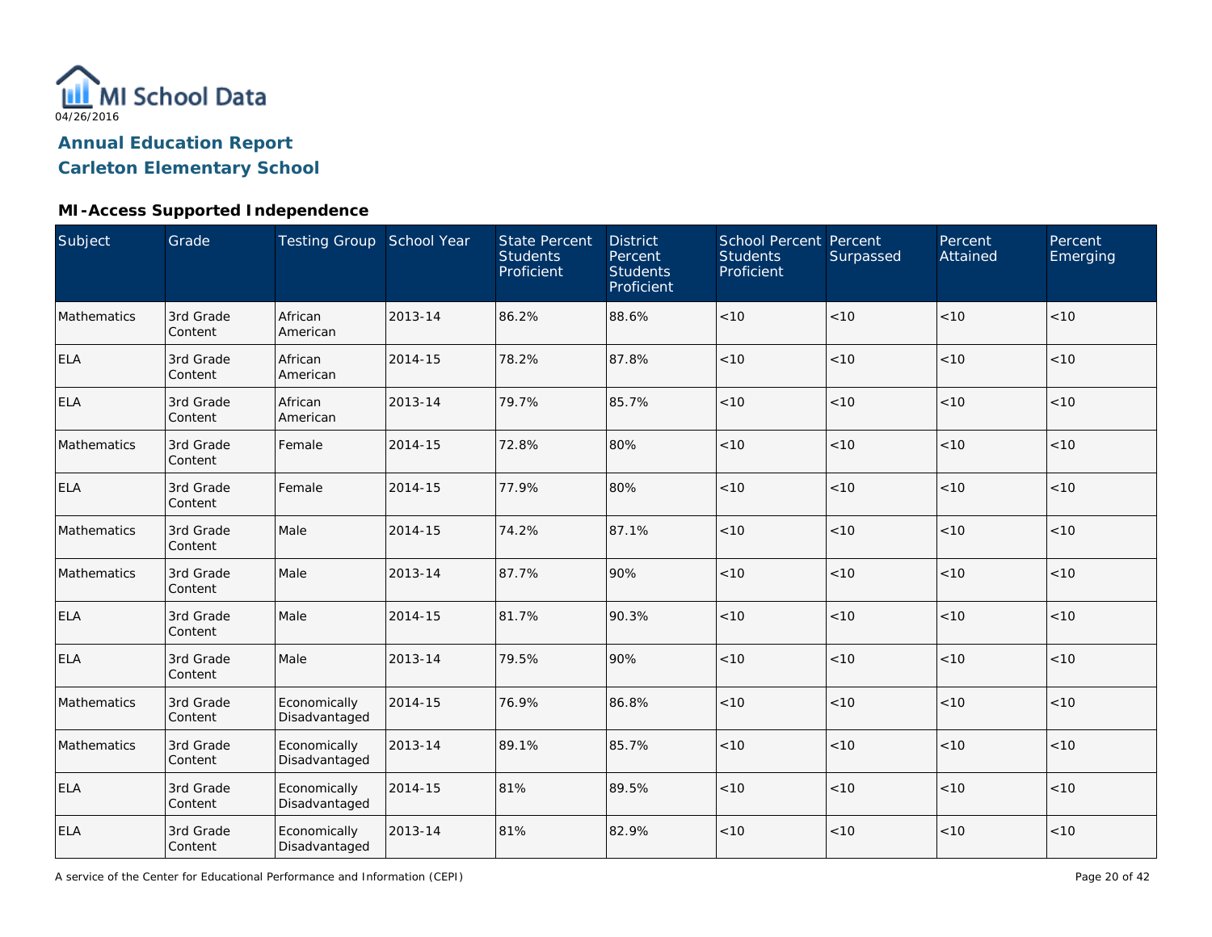MI School Data

04/26/2016

## Annual Education Report
## Carleton Elementary School

### MI-Access Supported Independence

| Subject | Grade | Testing Group | School Year | State Percent Students Proficient | District Percent Students Proficient | School Percent Students Proficient | Percent Surpassed | Percent Attained | Percent Emerging |
|---|---|---|---|---|---|---|---|---|---|
| Mathematics | 3rd Grade Content | African American | 2013-14 | 86.2% | 88.6% | <10 | <10 | <10 | <10 |
| ELA | 3rd Grade Content | African American | 2014-15 | 78.2% | 87.8% | <10 | <10 | <10 | <10 |
| ELA | 3rd Grade Content | African American | 2013-14 | 79.7% | 85.7% | <10 | <10 | <10 | <10 |
| Mathematics | 3rd Grade Content | Female | 2014-15 | 72.8% | 80% | <10 | <10 | <10 | <10 |
| ELA | 3rd Grade Content | Female | 2014-15 | 77.9% | 80% | <10 | <10 | <10 | <10 |
| Mathematics | 3rd Grade Content | Male | 2014-15 | 74.2% | 87.1% | <10 | <10 | <10 | <10 |
| Mathematics | 3rd Grade Content | Male | 2013-14 | 87.7% | 90% | <10 | <10 | <10 | <10 |
| ELA | 3rd Grade Content | Male | 2014-15 | 81.7% | 90.3% | <10 | <10 | <10 | <10 |
| ELA | 3rd Grade Content | Male | 2013-14 | 79.5% | 90% | <10 | <10 | <10 | <10 |
| Mathematics | 3rd Grade Content | Economically Disadvantaged | 2014-15 | 76.9% | 86.8% | <10 | <10 | <10 | <10 |
| Mathematics | 3rd Grade Content | Economically Disadvantaged | 2013-14 | 89.1% | 85.7% | <10 | <10 | <10 | <10 |
| ELA | 3rd Grade Content | Economically Disadvantaged | 2014-15 | 81% | 89.5% | <10 | <10 | <10 | <10 |
| ELA | 3rd Grade Content | Economically Disadvantaged | 2013-14 | 81% | 82.9% | <10 | <10 | <10 | <10 |

A service of the Center for Educational Performance and Information (CEPI)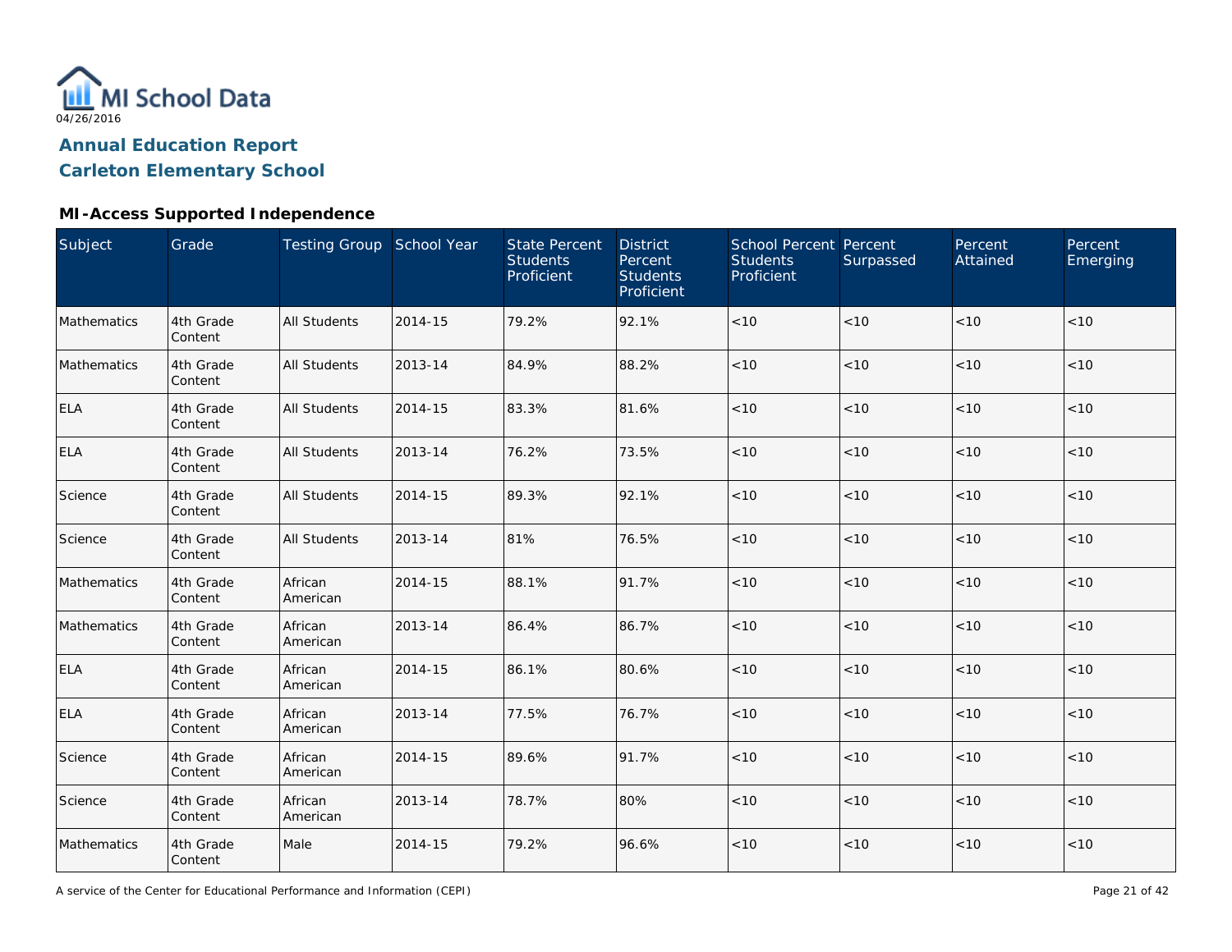MI School Data

04/26/2016

## Annual Education Report
## Carleton Elementary School

### MI-Access Supported Independence

| Subject | Grade | Testing Group | School Year | State Percent Students Proficient | District Percent Students Proficient | School Percent Students Proficient | Percent Surpassed | Percent Attained | Percent Emerging |
|---|---|---|---|---|---|---|---|---|---|
| Mathematics | 4th Grade Content | All Students | 2014-15 | 79.2% | 92.1% | <10 | <10 | <10 | <10 |
| Mathematics | 4th Grade Content | All Students | 2013-14 | 84.9% | 88.2% | <10 | <10 | <10 | <10 |
| ELA | 4th Grade Content | All Students | 2014-15 | 83.3% | 81.6% | <10 | <10 | <10 | <10 |
| ELA | 4th Grade Content | All Students | 2013-14 | 76.2% | 73.5% | <10 | <10 | <10 | <10 |
| Science | 4th Grade Content | All Students | 2014-15 | 89.3% | 92.1% | <10 | <10 | <10 | <10 |
| Science | 4th Grade Content | All Students | 2013-14 | 81% | 76.5% | <10 | <10 | <10 | <10 |
| Mathematics | 4th Grade Content | African American | 2014-15 | 88.1% | 91.7% | <10 | <10 | <10 | <10 |
| Mathematics | 4th Grade Content | African American | 2013-14 | 86.4% | 86.7% | <10 | <10 | <10 | <10 |
| ELA | 4th Grade Content | African American | 2014-15 | 86.1% | 80.6% | <10 | <10 | <10 | <10 |
| ELA | 4th Grade Content | African American | 2013-14 | 77.5% | 76.7% | <10 | <10 | <10 | <10 |
| Science | 4th Grade Content | African American | 2014-15 | 89.6% | 91.7% | <10 | <10 | <10 | <10 |
| Science | 4th Grade Content | African American | 2013-14 | 78.7% | 80% | <10 | <10 | <10 | <10 |
| Mathematics | 4th Grade Content | Male | 2014-15 | 79.2% | 96.6% | <10 | <10 | <10 | <10 |

A service of the Center for Educational Performance and Information (CEPI)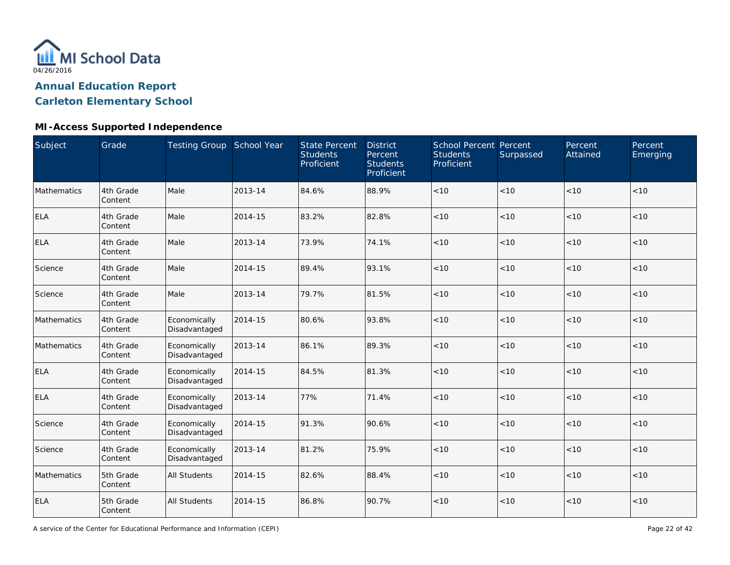MI School Data

04/26/2016

# Annual Education Report

## Carleton Elementary School

### MI-Access Supported Independence

| Subject | Grade | Testing Group | School Year | State Percent Students Proficient | District Percent Students Proficient | School Percent Students Proficient | Percent Surpassed | Percent Attained | Percent Emerging |
|---|---|---|---|---|---|---|---|---|---|
| Mathematics | 4th Grade Content | Male | 2013-14 | 84.6% | 88.9% | <10 | <10 | <10 | <10 |
| ELA | 4th Grade Content | Male | 2014-15 | 83.2% | 82.8% | <10 | <10 | <10 | <10 |
| ELA | 4th Grade Content | Male | 2013-14 | 73.9% | 74.1% | <10 | <10 | <10 | <10 |
| Science | 4th Grade Content | Male | 2014-15 | 89.4% | 93.1% | <10 | <10 | <10 | <10 |
| Science | 4th Grade Content | Male | 2013-14 | 79.7% | 81.5% | <10 | <10 | <10 | <10 |
| Mathematics | 4th Grade Content | Economically Disadvantaged | 2014-15 | 80.6% | 93.8% | <10 | <10 | <10 | <10 |
| Mathematics | 4th Grade Content | Economically Disadvantaged | 2013-14 | 86.1% | 89.3% | <10 | <10 | <10 | <10 |
| ELA | 4th Grade Content | Economically Disadvantaged | 2014-15 | 84.5% | 81.3% | <10 | <10 | <10 | <10 |
| ELA | 4th Grade Content | Economically Disadvantaged | 2013-14 | 77% | 71.4% | <10 | <10 | <10 | <10 |
| Science | 4th Grade Content | Economically Disadvantaged | 2014-15 | 91.3% | 90.6% | <10 | <10 | <10 | <10 |
| Science | 4th Grade Content | Economically Disadvantaged | 2013-14 | 81.2% | 75.9% | <10 | <10 | <10 | <10 |
| Mathematics | 5th Grade Content | All Students | 2014-15 | 82.6% | 88.4% | <10 | <10 | <10 | <10 |
| ELA | 5th Grade Content | All Students | 2014-15 | 86.8% | 90.7% | <10 | <10 | <10 | <10 |

A service of the Center for Educational Performance and Information (CEPI)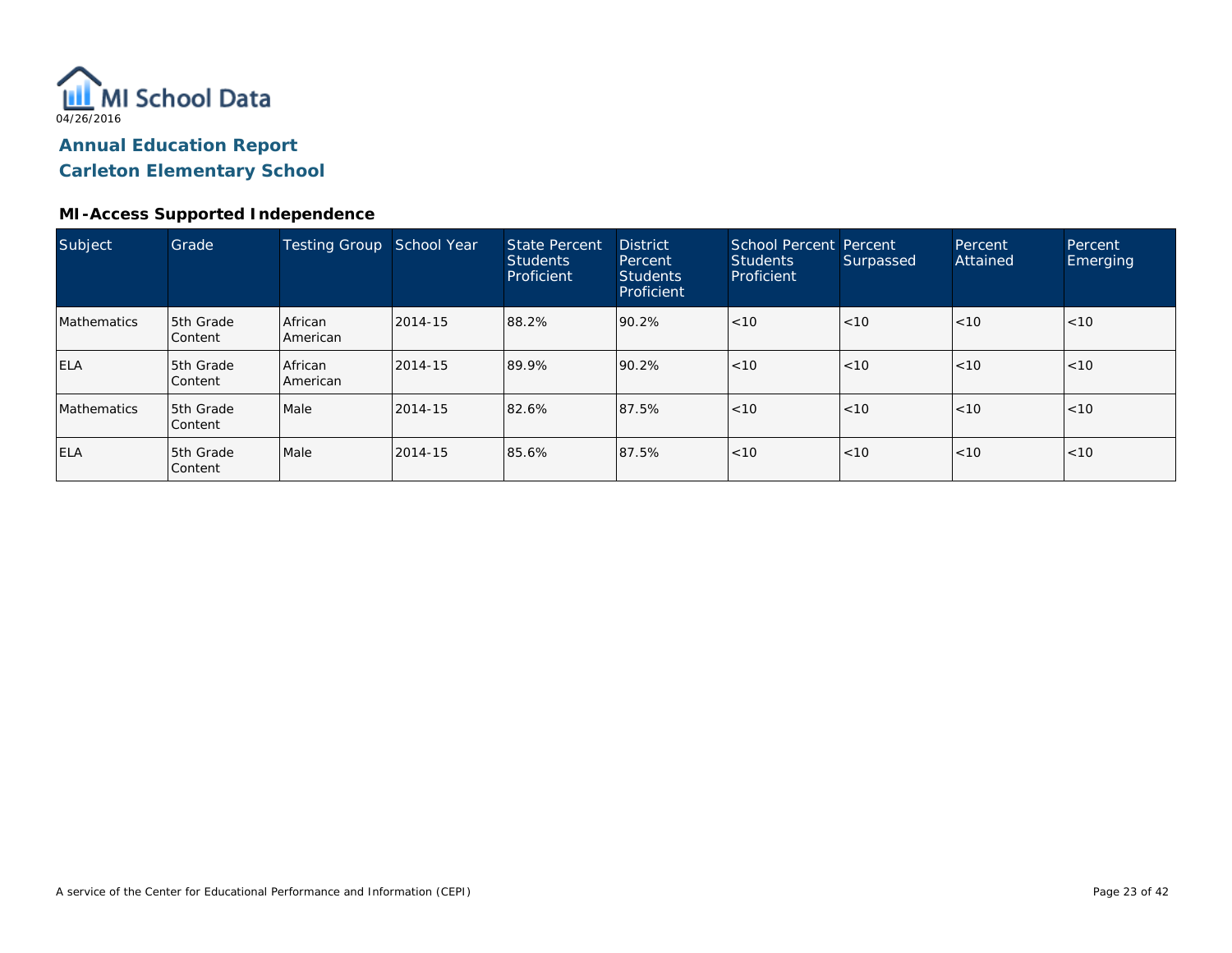MI School Data

04/26/2016

## Annual Education Report
## Carleton Elementary School

### MI-Access Supported Independence

| Subject | Grade | Testing Group | School Year | State Percent Students Proficient | District Percent Students Proficient | School Percent Students Proficient | Percent Surpassed | Percent Attained | Percent Emerging |
|---|---|---|---|---|---|---|---|---|---|
| Mathematics | 5th Grade Content | African American | 2014-15 | 88.2% | 90.2% | <10 | <10 | <10 | <10 |
| ELA | 5th Grade Content | African American | 2014-15 | 89.9% | 90.2% | <10 | <10 | <10 | <10 |
| Mathematics | 5th Grade Content | Male | 2014-15 | 82.6% | 87.5% | <10 | <10 | <10 | <10 |
| ELA | 5th Grade Content | Male | 2014-15 | 85.6% | 87.5% | <10 | <10 | <10 | <10 |

A service of the Center for Educational Performance and Information (CEPI)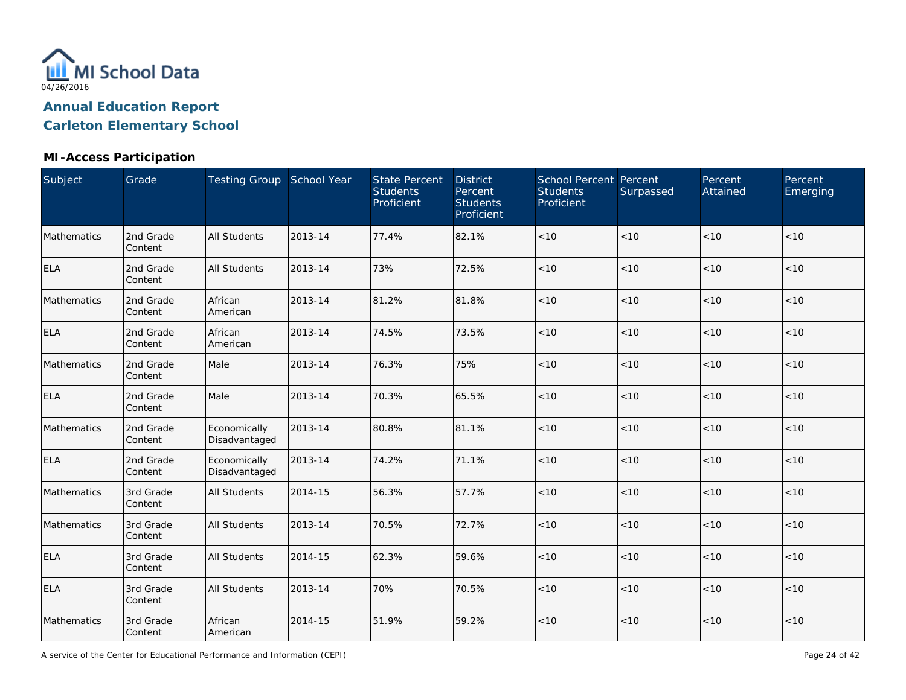MI School Data

04/26/2016

# Annual Education Report

# Carleton Elementary School

### MI-Access Participation

| Subject | Grade | Testing Group | School Year | State Percent Students Proficient | District Percent Students Proficient | School Percent Students Proficient | Percent Surpassed | Percent Attained | Percent Emerging |
|---|---|---|---|---|---|---|---|---|---|
| Mathematics | 2nd Grade Content | All Students | 2013-14 | 77.4% | 82.1% | <10 | <10 | <10 | <10 |
| ELA | 2nd Grade Content | All Students | 2013-14 | 73% | 72.5% | <10 | <10 | <10 | <10 |
| Mathematics | 2nd Grade Content | African American | 2013-14 | 81.2% | 81.8% | <10 | <10 | <10 | <10 |
| ELA | 2nd Grade Content | African American | 2013-14 | 74.5% | 73.5% | <10 | <10 | <10 | <10 |
| Mathematics | 2nd Grade Content | Male | 2013-14 | 76.3% | 75% | <10 | <10 | <10 | <10 |
| ELA | 2nd Grade Content | Male | 2013-14 | 70.3% | 65.5% | <10 | <10 | <10 | <10 |
| Mathematics | 2nd Grade Content | Economically Disadvantaged | 2013-14 | 80.8% | 81.1% | <10 | <10 | <10 | <10 |
| ELA | 2nd Grade Content | Economically Disadvantaged | 2013-14 | 74.2% | 71.1% | <10 | <10 | <10 | <10 |
| Mathematics | 3rd Grade Content | All Students | 2014-15 | 56.3% | 57.7% | <10 | <10 | <10 | <10 |
| Mathematics | 3rd Grade Content | All Students | 2013-14 | 70.5% | 72.7% | <10 | <10 | <10 | <10 |
| ELA | 3rd Grade Content | All Students | 2014-15 | 62.3% | 59.6% | <10 | <10 | <10 | <10 |
| ELA | 3rd Grade Content | All Students | 2013-14 | 70% | 70.5% | <10 | <10 | <10 | <10 |
| Mathematics | 3rd Grade Content | African American | 2014-15 | 51.9% | 59.2% | <10 | <10 | <10 | <10 |

A service of the Center for Educational Performance and Information (CEPI)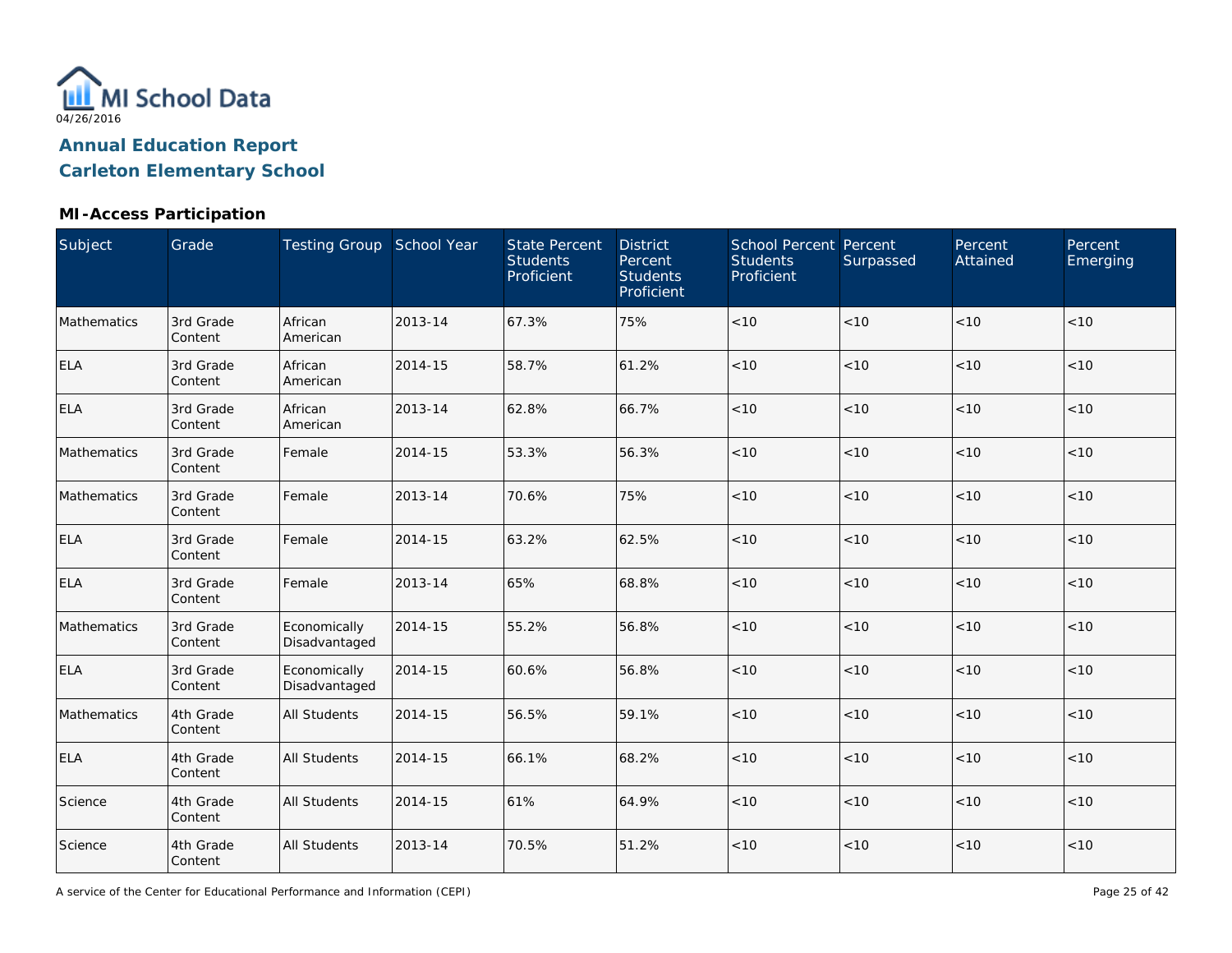04/26/2016

# Annual Education Report
## Carleton Elementary School

### MI-Access Participation

| Subject | Grade | Testing Group | School Year | State Percent Students Proficient | District Percent Students Proficient | School Percent Students Proficient | Percent Surpassed | Percent Attained | Percent Emerging |
|---|---|---|---|---|---|---|---|---|---|
| Mathematics | 3rd Grade Content | African American | 2013-14 | 67.3% | 75% | <10 | <10 | <10 | <10 |
| ELA | 3rd Grade Content | African American | 2014-15 | 58.7% | 61.2% | <10 | <10 | <10 | <10 |
| ELA | 3rd Grade Content | African American | 2013-14 | 62.8% | 66.7% | <10 | <10 | <10 | <10 |
| Mathematics | 3rd Grade Content | Female | 2014-15 | 53.3% | 56.3% | <10 | <10 | <10 | <10 |
| Mathematics | 3rd Grade Content | Female | 2013-14 | 70.6% | 75% | <10 | <10 | <10 | <10 |
| ELA | 3rd Grade Content | Female | 2014-15 | 63.2% | 62.5% | <10 | <10 | <10 | <10 |
| ELA | 3rd Grade Content | Female | 2013-14 | 65% | 68.8% | <10 | <10 | <10 | <10 |
| Mathematics | 3rd Grade Content | Economically Disadvantaged | 2014-15 | 55.2% | 56.8% | <10 | <10 | <10 | <10 |
| ELA | 3rd Grade Content | Economically Disadvantaged | 2014-15 | 60.6% | 56.8% | <10 | <10 | <10 | <10 |
| Mathematics | 4th Grade Content | All Students | 2014-15 | 56.5% | 59.1% | <10 | <10 | <10 | <10 |
| ELA | 4th Grade Content | All Students | 2014-15 | 66.1% | 68.2% | <10 | <10 | <10 | <10 |
| Science | 4th Grade Content | All Students | 2014-15 | 61% | 64.9% | <10 | <10 | <10 | <10 |
| Science | 4th Grade Content | All Students | 2013-14 | 70.5% | 51.2% | <10 | <10 | <10 | <10 |

A service of the Center for Educational Performance and Information (CEPI)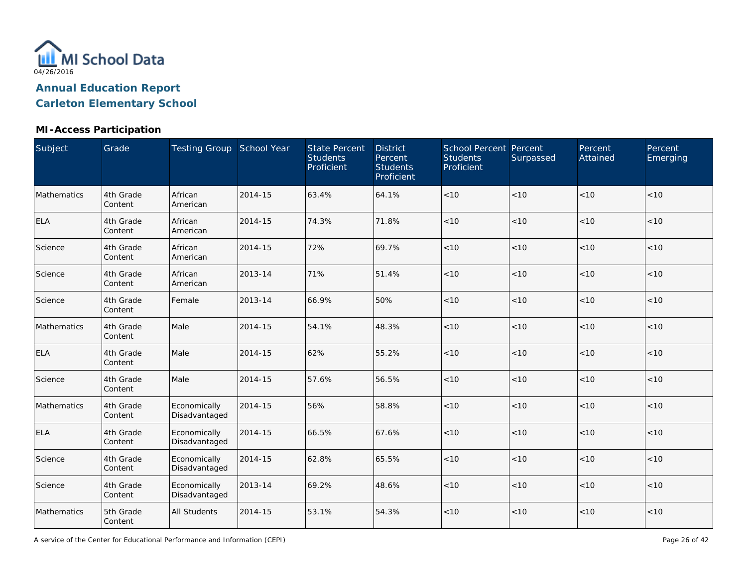MI School Data

04/26/2016

## Annual Education Report
## Carleton Elementary School

### MI-Access Participation

| Subject | Grade | Testing Group | School Year | State Percent Students Proficient | District Percent Students Proficient | School Percent Students Proficient | Percent Surpassed | Percent Attained | Percent Emerging |
|---|---|---|---|---|---|---|---|---|---|
| Mathematics | 4th Grade Content | African American | 2014-15 | 63.4% | 64.1% | <10 | <10 | <10 | <10 |
| ELA | 4th Grade Content | African American | 2014-15 | 74.3% | 71.8% | <10 | <10 | <10 | <10 |
| Science | 4th Grade Content | African American | 2014-15 | 72% | 69.7% | <10 | <10 | <10 | <10 |
| Science | 4th Grade Content | African American | 2013-14 | 71% | 51.4% | <10 | <10 | <10 | <10 |
| Science | 4th Grade Content | Female | 2013-14 | 66.9% | 50% | <10 | <10 | <10 | <10 |
| Mathematics | 4th Grade Content | Male | 2014-15 | 54.1% | 48.3% | <10 | <10 | <10 | <10 |
| ELA | 4th Grade Content | Male | 2014-15 | 62% | 55.2% | <10 | <10 | <10 | <10 |
| Science | 4th Grade Content | Male | 2014-15 | 57.6% | 56.5% | <10 | <10 | <10 | <10 |
| Mathematics | 4th Grade Content | Economically Disadvantaged | 2014-15 | 56% | 58.8% | <10 | <10 | <10 | <10 |
| ELA | 4th Grade Content | Economically Disadvantaged | 2014-15 | 66.5% | 67.6% | <10 | <10 | <10 | <10 |
| Science | 4th Grade Content | Economically Disadvantaged | 2014-15 | 62.8% | 65.5% | <10 | <10 | <10 | <10 |
| Science | 4th Grade Content | Economically Disadvantaged | 2013-14 | 69.2% | 48.6% | <10 | <10 | <10 | <10 |
| Mathematics | 5th Grade Content | All Students | 2014-15 | 53.1% | 54.3% | <10 | <10 | <10 | <10 |

A service of the Center for Educational Performance and Information (CEPI)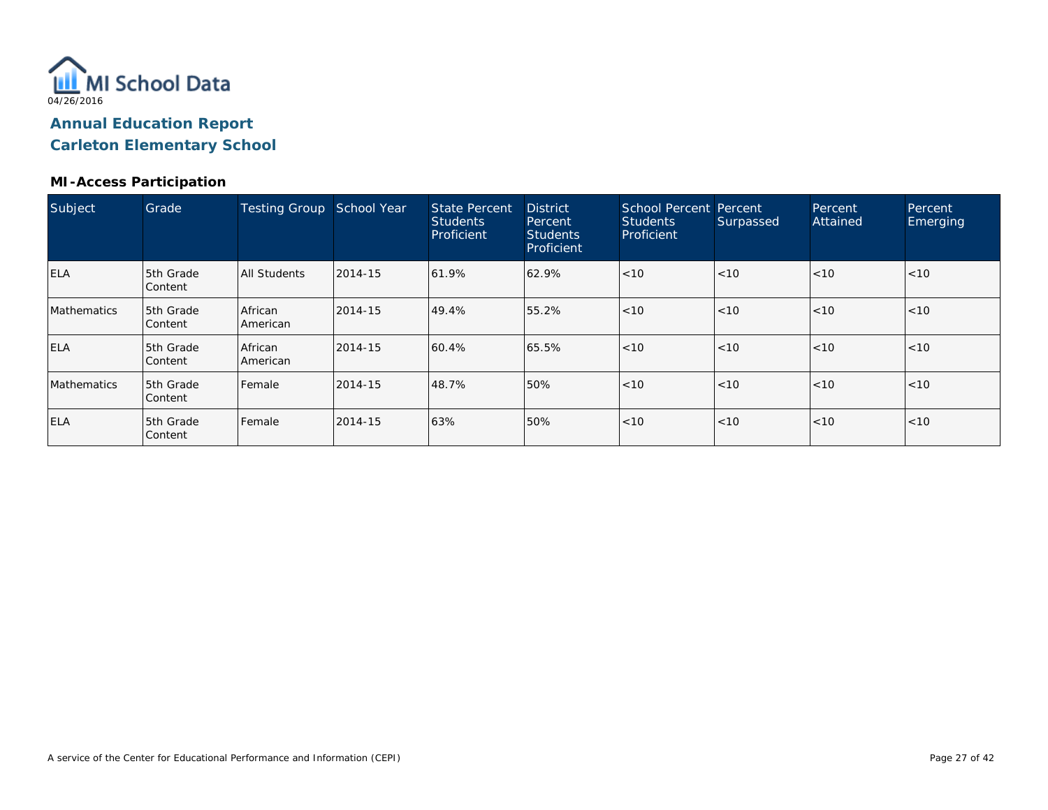MI School Data

04/26/2016

## Annual Education Report
## Carleton Elementary School

### MI-Access Participation

| Subject | Grade | Testing Group | School Year | State Percent Students Proficient | District Percent Students Proficient | School Percent Students Proficient | Percent Surpassed | Percent Attained | Percent Emerging |
|---|---|---|---|---|---|---|---|---|---|
| ELA | 5th Grade Content | All Students | 2014-15 | 61.9% | 62.9% | <10 | <10 | <10 | <10 |
| Mathematics | 5th Grade Content | African American | 2014-15 | 49.4% | 55.2% | <10 | <10 | <10 | <10 |
| ELA | 5th Grade Content | African American | 2014-15 | 60.4% | 65.5% | <10 | <10 | <10 | <10 |
| Mathematics | 5th Grade Content | Female | 2014-15 | 48.7% | 50% | <10 | <10 | <10 | <10 |
| ELA | 5th Grade Content | Female | 2014-15 | 63% | 50% | <10 | <10 | <10 | <10 |

A service of the Center for Educational Performance and Information (CEPI)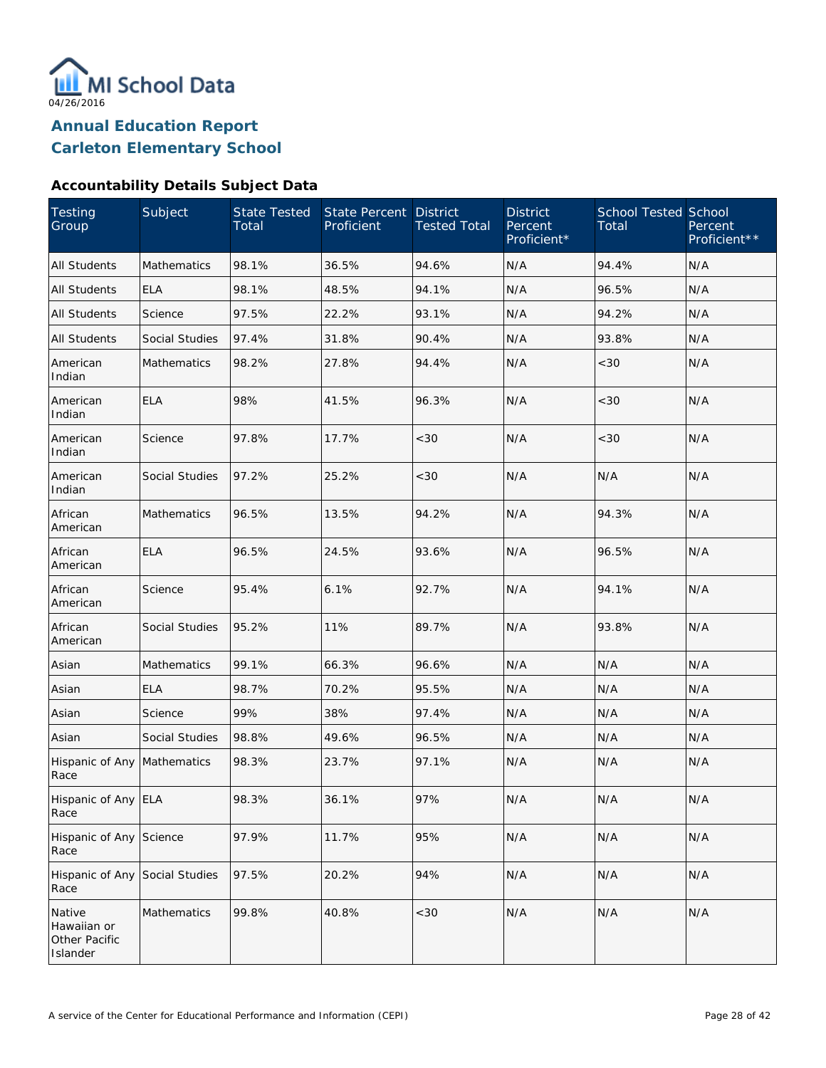04/26/2016

# Annual Education Report
## Carleton Elementary School

### Accountability Details Subject Data

| Testing Group | Subject | State Tested Total | State Percent Proficient | District Tested Total | District Percent Proficient* | School Tested Total | School Percent Proficient** |
|---|---|---|---|---|---|---|---|
| All Students | Mathematics | 98.1% | 36.5% | 94.6% | N/A | 94.4% | N/A |
| All Students | ELA | 98.1% | 48.5% | 94.1% | N/A | 96.5% | N/A |
| All Students | Science | 97.5% | 22.2% | 93.1% | N/A | 94.2% | N/A |
| All Students | Social Studies | 97.4% | 31.8% | 90.4% | N/A | 93.8% | N/A |
| American Indian | Mathematics | 98.2% | 27.8% | 94.4% | N/A | <30 | N/A |
| American Indian | ELA | 98% | 41.5% | 96.3% | N/A | <30 | N/A |
| American Indian | Science | 97.8% | 17.7% | <30 | N/A | <30 | N/A |
| American Indian | Social Studies | 97.2% | 25.2% | <30 | N/A | N/A | N/A |
| African American | Mathematics | 96.5% | 13.5% | 94.2% | N/A | 94.3% | N/A |
| African American | ELA | 96.5% | 24.5% | 93.6% | N/A | 96.5% | N/A |
| African American | Science | 95.4% | 6.1% | 92.7% | N/A | 94.1% | N/A |
| African American | Social Studies | 95.2% | 11% | 89.7% | N/A | 93.8% | N/A |
| Asian | Mathematics | 99.1% | 66.3% | 96.6% | N/A | N/A | N/A |
| Asian | ELA | 98.7% | 70.2% | 95.5% | N/A | N/A | N/A |
| Asian | Science | 99% | 38% | 97.4% | N/A | N/A | N/A |
| Asian | Social Studies | 98.8% | 49.6% | 96.5% | N/A | N/A | N/A |
| Hispanic of Any Race | Mathematics | 98.3% | 23.7% | 97.1% | N/A | N/A | N/A |
| Hispanic of Any Race | ELA | 98.3% | 36.1% | 97% | N/A | N/A | N/A |
| Hispanic of Any Race | Science | 97.9% | 11.7% | 95% | N/A | N/A | N/A |
| Hispanic of Any Race | Social Studies | 97.5% | 20.2% | 94% | N/A | N/A | N/A |
| Native Hawaiian or Other Pacific Islander | Mathematics | 99.8% | 40.8% | <30 | N/A | N/A | N/A |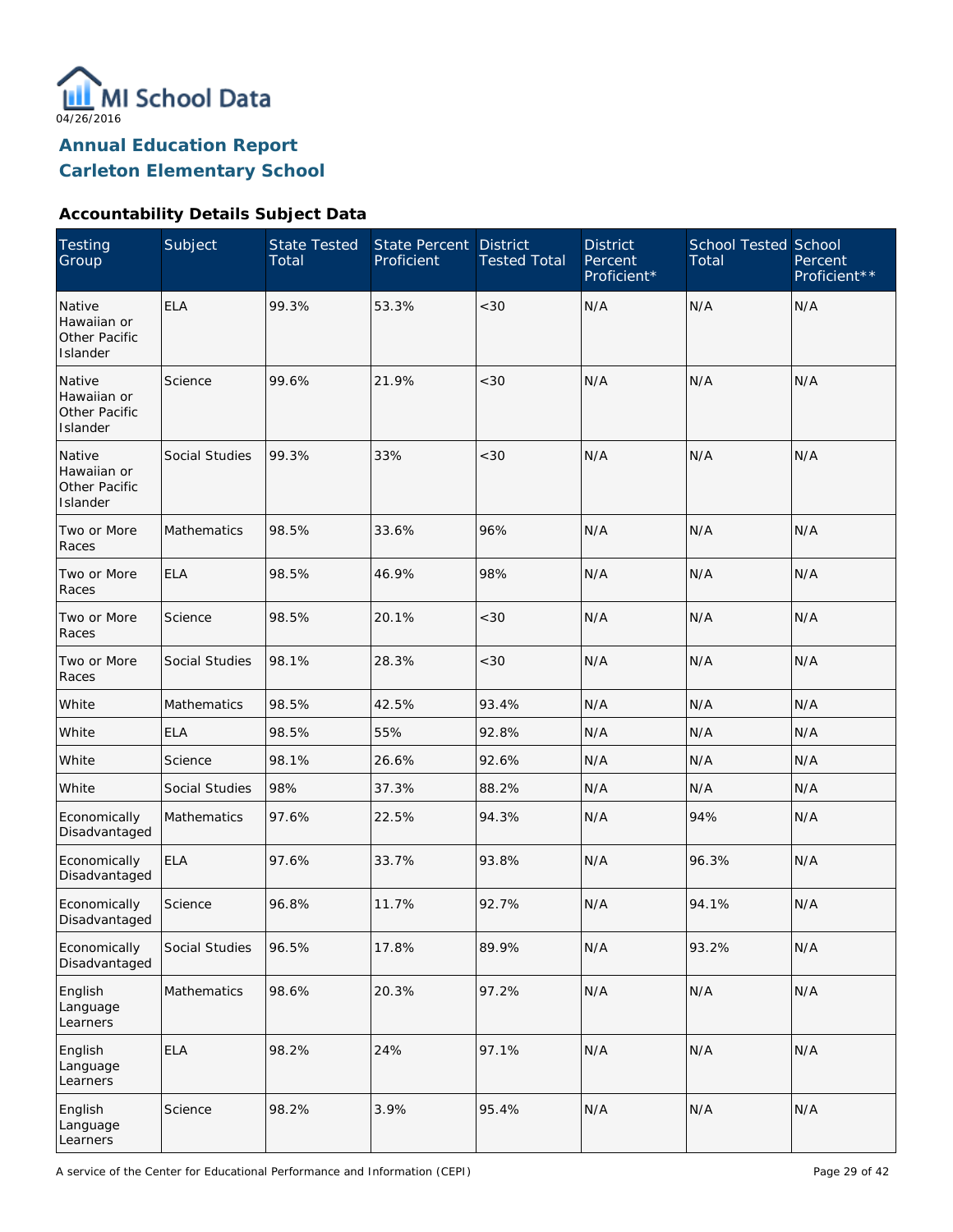MI School Data

04/26/2016

## Annual Education Report
## Carleton Elementary School

### Accountability Details Subject Data

| Testing Group | Subject | State Tested Total | State Percent Proficient | District Tested Total | District Percent Proficient* | School Tested Total | School Percent Proficient** |
|---|---|---|---|---|---|---|---|
| Native Hawaiian or Other Pacific Islander | ELA | 99.3% | 53.3% | <30 | N/A | N/A | N/A |
| Native Hawaiian or Other Pacific Islander | Science | 99.6% | 21.9% | <30 | N/A | N/A | N/A |
| Native Hawaiian or Other Pacific Islander | Social Studies | 99.3% | 33% | <30 | N/A | N/A | N/A |
| Two or More Races | Mathematics | 98.5% | 33.6% | 96% | N/A | N/A | N/A |
| Two or More Races | ELA | 98.5% | 46.9% | 98% | N/A | N/A | N/A |
| Two or More Races | Science | 98.5% | 20.1% | <30 | N/A | N/A | N/A |
| Two or More Races | Social Studies | 98.1% | 28.3% | <30 | N/A | N/A | N/A |
| White | Mathematics | 98.5% | 42.5% | 93.4% | N/A | N/A | N/A |
| White | ELA | 98.5% | 55% | 92.8% | N/A | N/A | N/A |
| White | Science | 98.1% | 26.6% | 92.6% | N/A | N/A | N/A |
| White | Social Studies | 98% | 37.3% | 88.2% | N/A | N/A | N/A |
| Economically Disadvantaged | Mathematics | 97.6% | 22.5% | 94.3% | N/A | 94% | N/A |
| Economically Disadvantaged | ELA | 97.6% | 33.7% | 93.8% | N/A | 96.3% | N/A |
| Economically Disadvantaged | Science | 96.8% | 11.7% | 92.7% | N/A | 94.1% | N/A |
| Economically Disadvantaged | Social Studies | 96.5% | 17.8% | 89.9% | N/A | 93.2% | N/A |
| English Language Learners | Mathematics | 98.6% | 20.3% | 97.2% | N/A | N/A | N/A |
| English Language Learners | ELA | 98.2% | 24% | 97.1% | N/A | N/A | N/A |
| English Language Learners | Science | 98.2% | 3.9% | 95.4% | N/A | N/A | N/A |

A service of the Center for Educational Performance and Information (CEPI)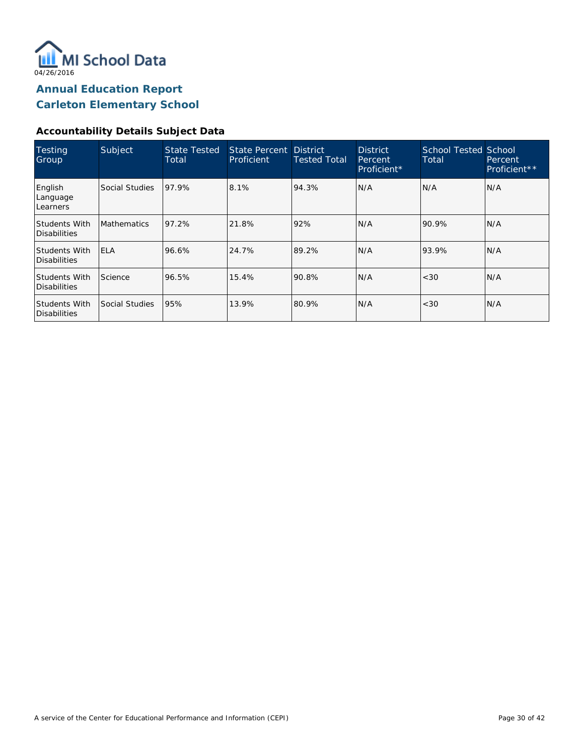MI School Data

04/26/2016

## Annual Education Report
## Carleton Elementary School

### Accountability Details Subject Data

| Testing Group | Subject | State Tested Total | State Percent Proficient | District Tested Total | District Percent Proficient* | School Tested Total | School Percent Proficient** |
|---|---|---|---|---|---|---|---|
| English Language Learners | Social Studies | 97.9% | 8.1% | 94.3% | N/A | N/A | N/A |
| Students With Disabilities | Mathematics | 97.2% | 21.8% | 92% | N/A | 90.9% | N/A |
| Students With Disabilities | ELA | 96.6% | 24.7% | 89.2% | N/A | 93.9% | N/A |
| Students With Disabilities | Science | 96.5% | 15.4% | 90.8% | N/A | <30 | N/A |
| Students With Disabilities | Social Studies | 95% | 13.9% | 80.9% | N/A | <30 | N/A |

A service of the Center for Educational Performance and Information (CEPI)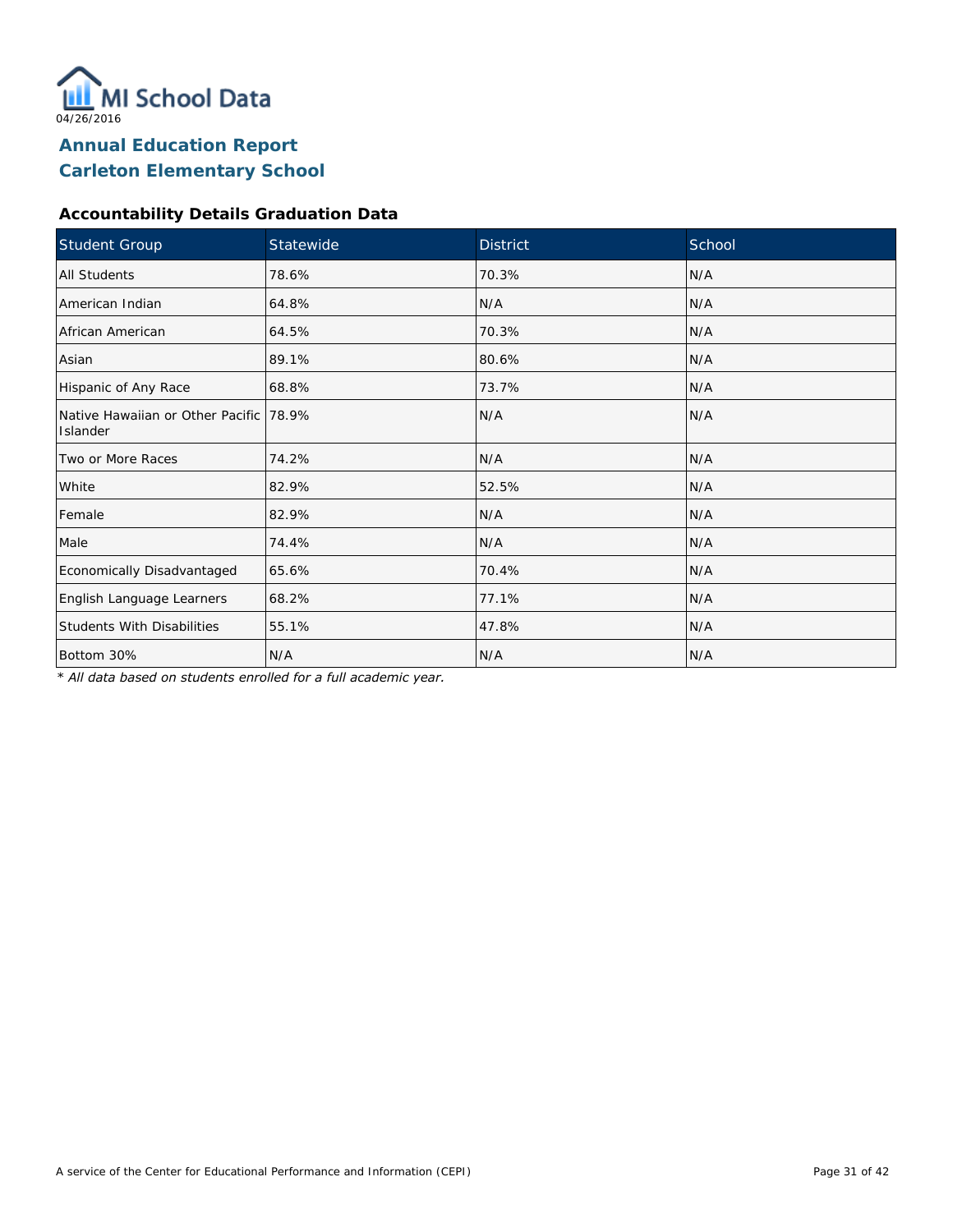MI School Data

04/26/2016

# Annual Education Report
# Carleton Elementary School

### Accountability Details Graduation Data

| Student Group | Statewide | District | School |
|---|---|---|---|
| All Students | 78.6% | 70.3% | N/A |
| American Indian | 64.8% | N/A | N/A |
| African American | 64.5% | 70.3% | N/A |
| Asian | 89.1% | 80.6% | N/A |
| Hispanic of Any Race | 68.8% | 73.7% | N/A |
| Native Hawaiian or Other Pacific Islander | 78.9% | N/A | N/A |
| Two or More Races | 74.2% | N/A | N/A |
| White | 82.9% | 52.5% | N/A |
| Female | 82.9% | N/A | N/A |
| Male | 74.4% | N/A | N/A |
| Economically Disadvantaged | 65.6% | 70.4% | N/A |
| English Language Learners | 68.2% | 77.1% | N/A |
| Students With Disabilities | 55.1% | 47.8% | N/A |
| Bottom 30% | N/A | N/A | N/A |

*\* All data based on students enrolled for a full academic year.*

A service of the Center for Educational Performance and Information (CEPI)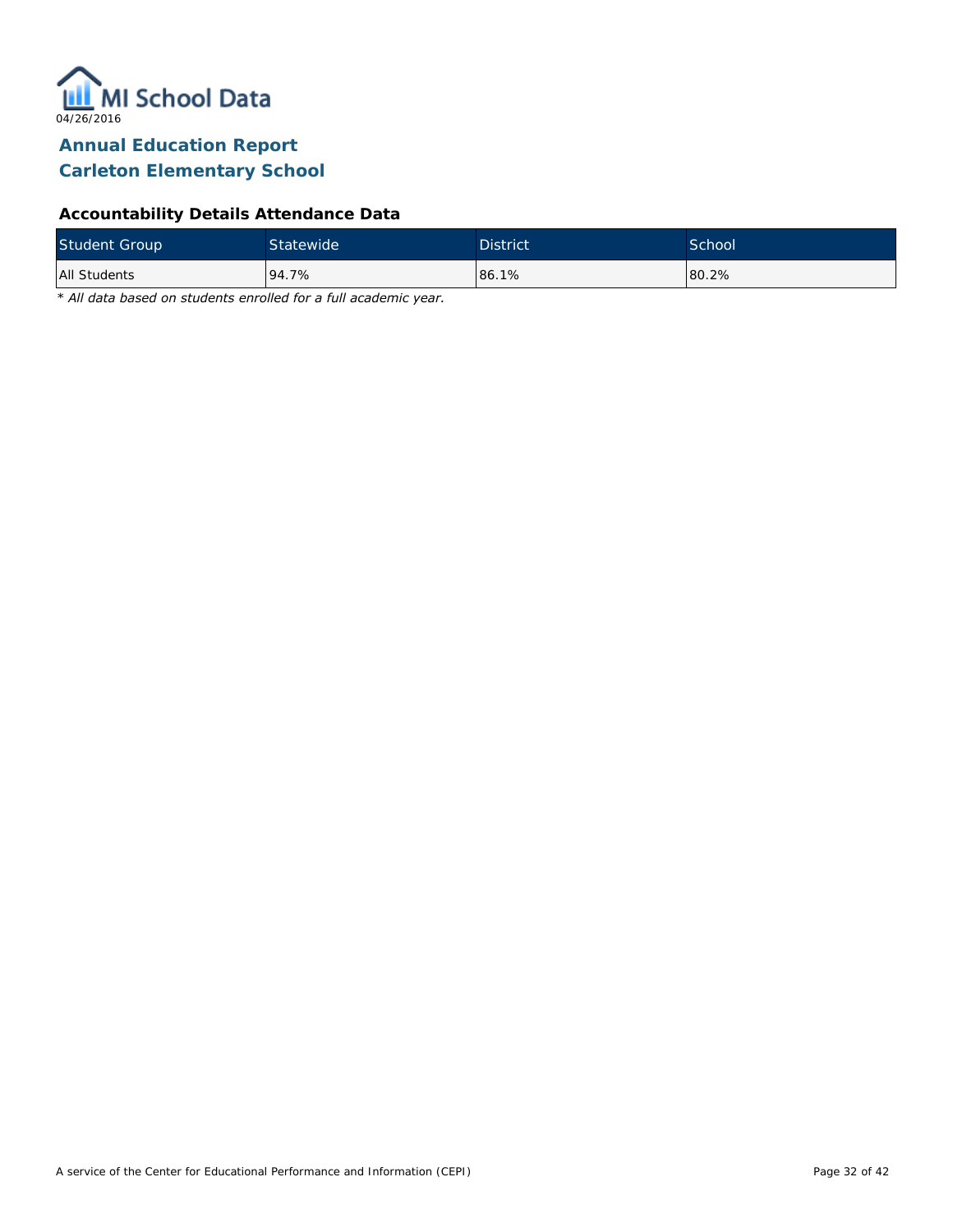MI School Data

04/26/2016

# Annual Education Report
# Carleton Elementary School

### Accountability Details Attendance Data

| Student Group | Statewide | District | School |
| --- | --- | --- | --- |
| All Students | 94.7% | 86.1% | 80.2% |

*\* All data based on students enrolled for a full academic year.*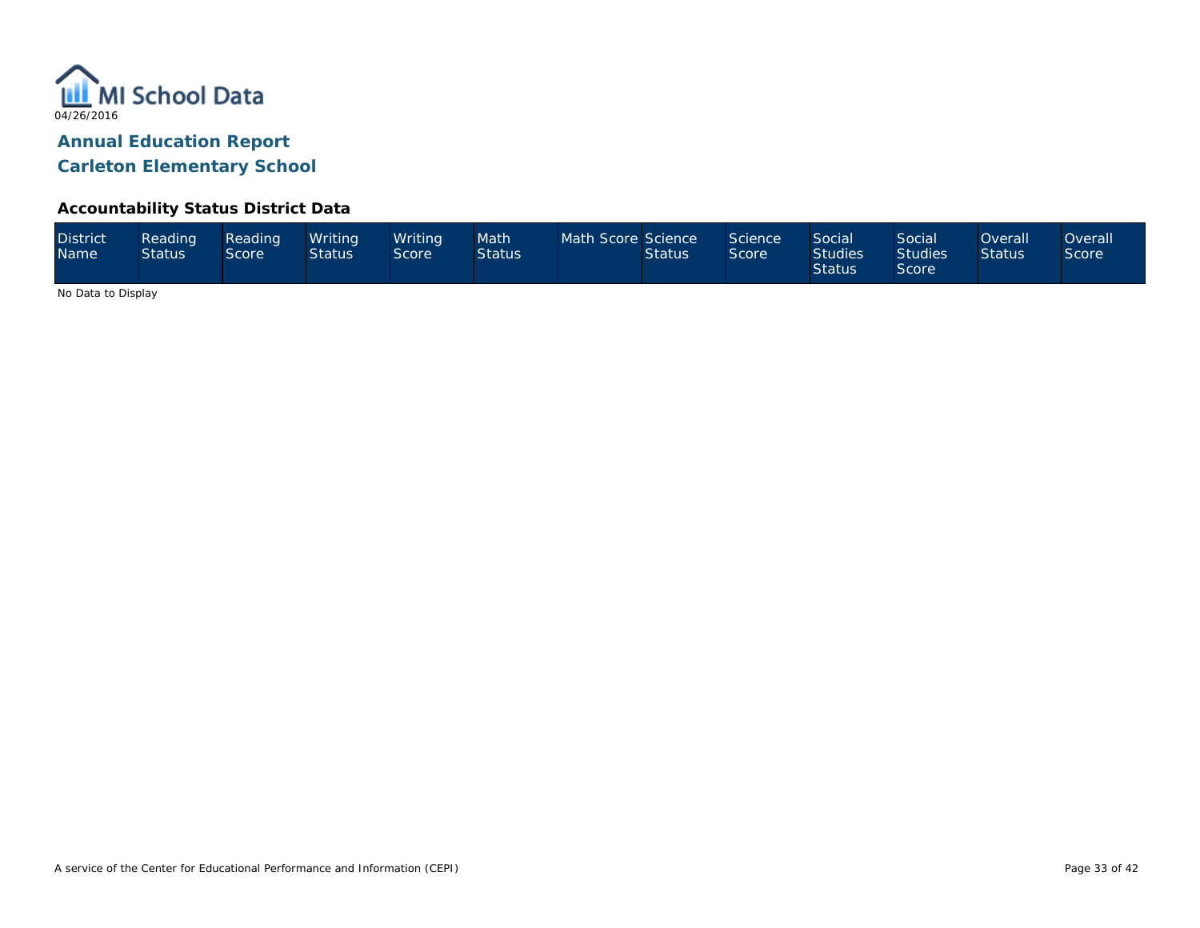MI School Data

04/26/2016

## Annual Education Report

## Carleton Elementary School

### Accountability Status District Data

| District Name | Reading Status | Reading Score | Writing Status | Writing Score | Math Status | Math Score | Science Status | Science Score | Social Studies Status | Social Studies Score | Overall Status | Overall Score |
|---|---|---|---|---|---|---|---|---|---|---|---|---|

No Data to Display

A service of the Center for Educational Performance and Information (CEPI)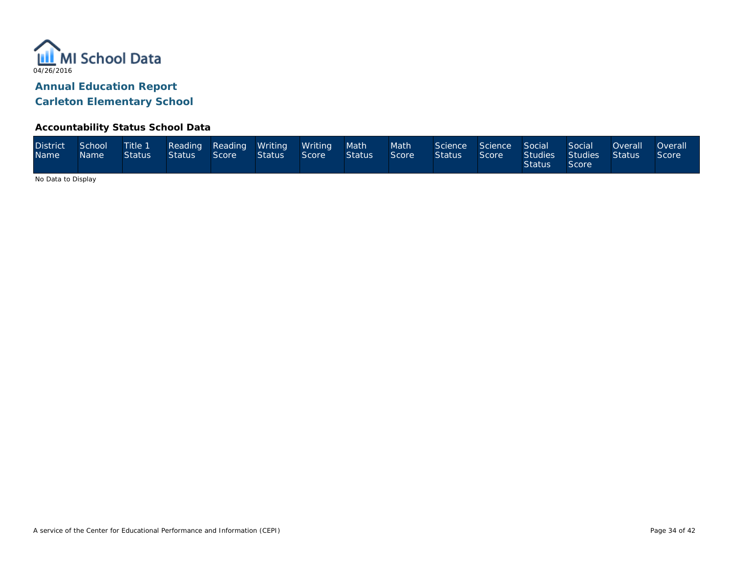MI School Data

04/26/2016

## Annual Education Report
## Carleton Elementary School

### Accountability Status School Data

| District Name | School Name | Title 1 Status | Reading Status | Reading Score | Writing Status | Writing Score | Math Status | Math Score | Science Status | Science Score | Social Studies Status | Social Studies Score | Overall Status | Overall Score |
|---|---|---|---|---|---|---|---|---|---|---|---|---|---|---|

No Data to Display

A service of the Center for Educational Performance and Information (CEPI)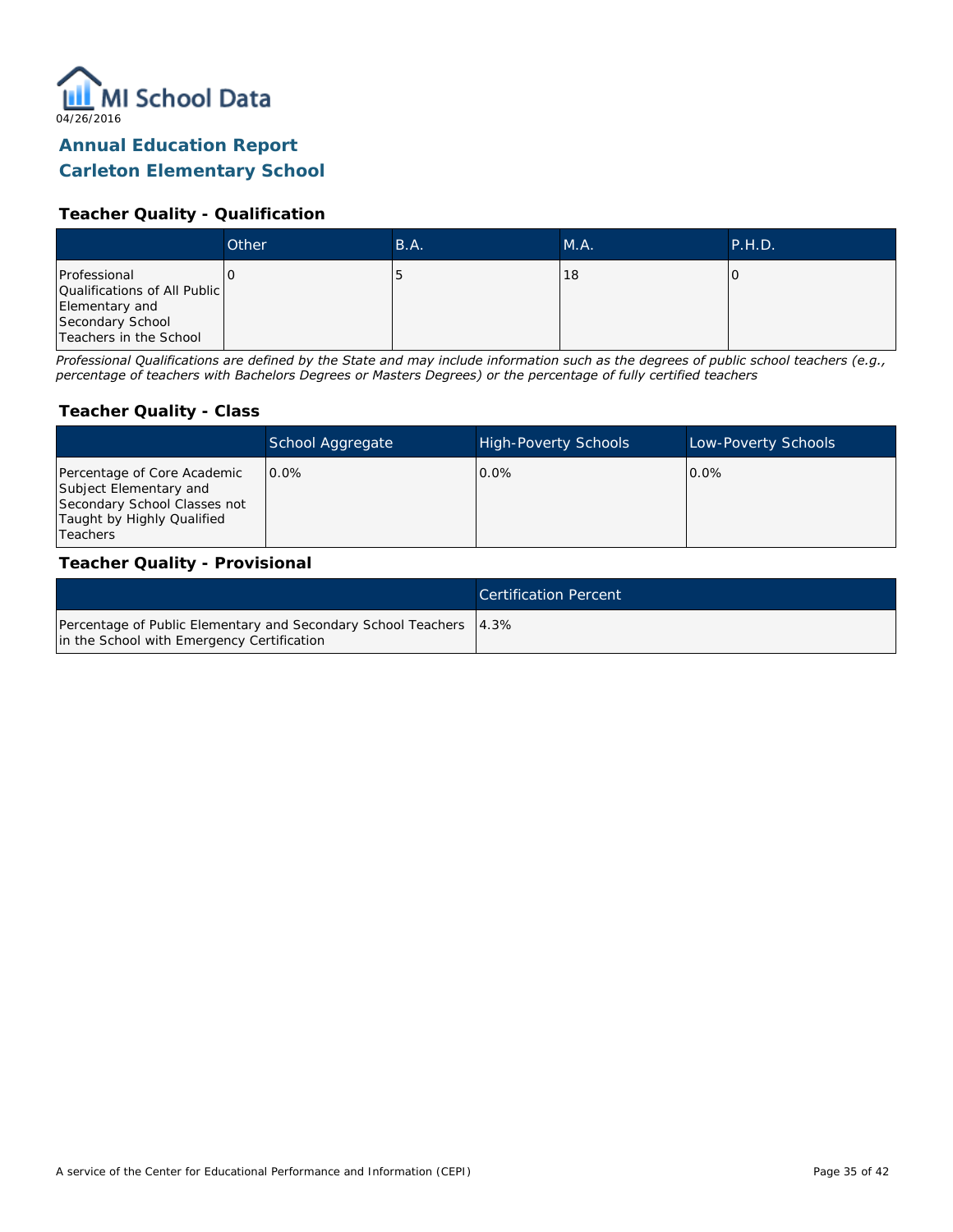MI School Data

04/26/2016

## Annual Education Report
## Carleton Elementary School

### Teacher Quality - Qualification

| | Other | B.A. | M.A. | P.H.D. |
|---|---|---|---|---|
| Professional Qualifications of All Public Elementary and Secondary School Teachers in the School | 0 | 5 | 18 | 0 |

*Professional Qualifications are defined by the State and may include information such as the degrees of public school teachers (e.g., percentage of teachers with Bachelors Degrees or Masters Degrees) or the percentage of fully certified teachers*

### Teacher Quality - Class

| | School Aggregate | High-Poverty Schools | Low-Poverty Schools |
|---|---|---|---|
| Percentage of Core Academic Subject Elementary and Secondary School Classes not Taught by Highly Qualified Teachers | 0.0% | 0.0% | 0.0% |

### Teacher Quality - Provisional

| | Certification Percent |
|---|---|
| Percentage of Public Elementary and Secondary School Teachers in the School with Emergency Certification | 4.3% |

A service of the Center for Educational Performance and Information (CEPI)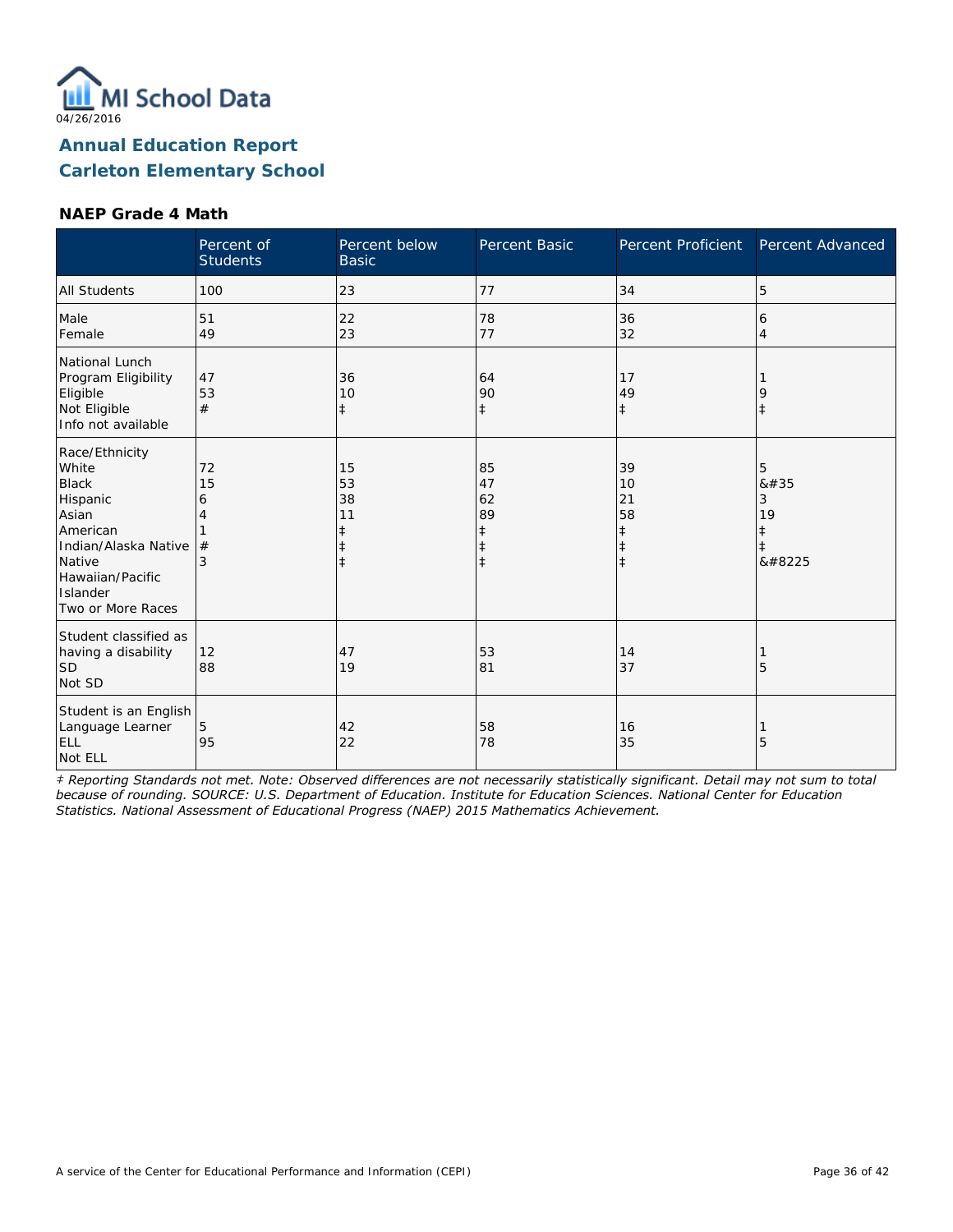MI School Data

04/26/2016

## Annual Education Report
## Carleton Elementary School

### NAEP Grade 4 Math

| | Percent of Students | Percent below Basic | Percent Basic | Percent Proficient | Percent Advanced |
|---|---|---|---|---|---|
| All Students | 100 | 23 | 77 | 34 | 5 |
| Male | 51 | 22 | 78 | 36 | 6 |
| Female | 49 | 23 | 77 | 32 | 4 |
| National Lunch Program Eligibility | | | | | |
| Eligible | 47 | 36 | 64 | 17 | 1 |
| Not Eligible | 53 | 10 | 90 | 49 | 9 |
| Info not available | # | ‡ | ‡ | ‡ | ‡ |
| Race/Ethnicity | | | | | |
| White | 72 | 15 | 85 | 39 | 5 |
| Black | 15 | 53 | 47 | 10 | &#35 |
| Hispanic | 6 | 38 | 62 | 21 | 3 |
| Asian | 4 | 11 | 89 | 58 | 19 |
| American Indian/Alaska Native | 1 | ‡ | ‡ | ‡ | ‡ |
| Native Hawaiian/Pacific Islander | # | ‡ | ‡ | ‡ | ‡ |
| Two or More Races | 3 | ‡ | ‡ | ‡ | &#8225 |
| Student classified as having a disability | | | | | |
| SD | 12 | 47 | 53 | 14 | 1 |
| Not SD | 88 | 19 | 81 | 37 | 5 |
| Student is an English Language Learner | | | | | |
| ELL | 5 | 42 | 58 | 16 | 1 |
| Not ELL | 95 | 22 | 78 | 35 | 5 |

*‡ Reporting Standards not met. Note: Observed differences are not necessarily statistically significant. Detail may not sum to total because of rounding. SOURCE: U.S. Department of Education. Institute for Education Sciences. National Center for Education Statistics. National Assessment of Educational Progress (NAEP) 2015 Mathematics Achievement.*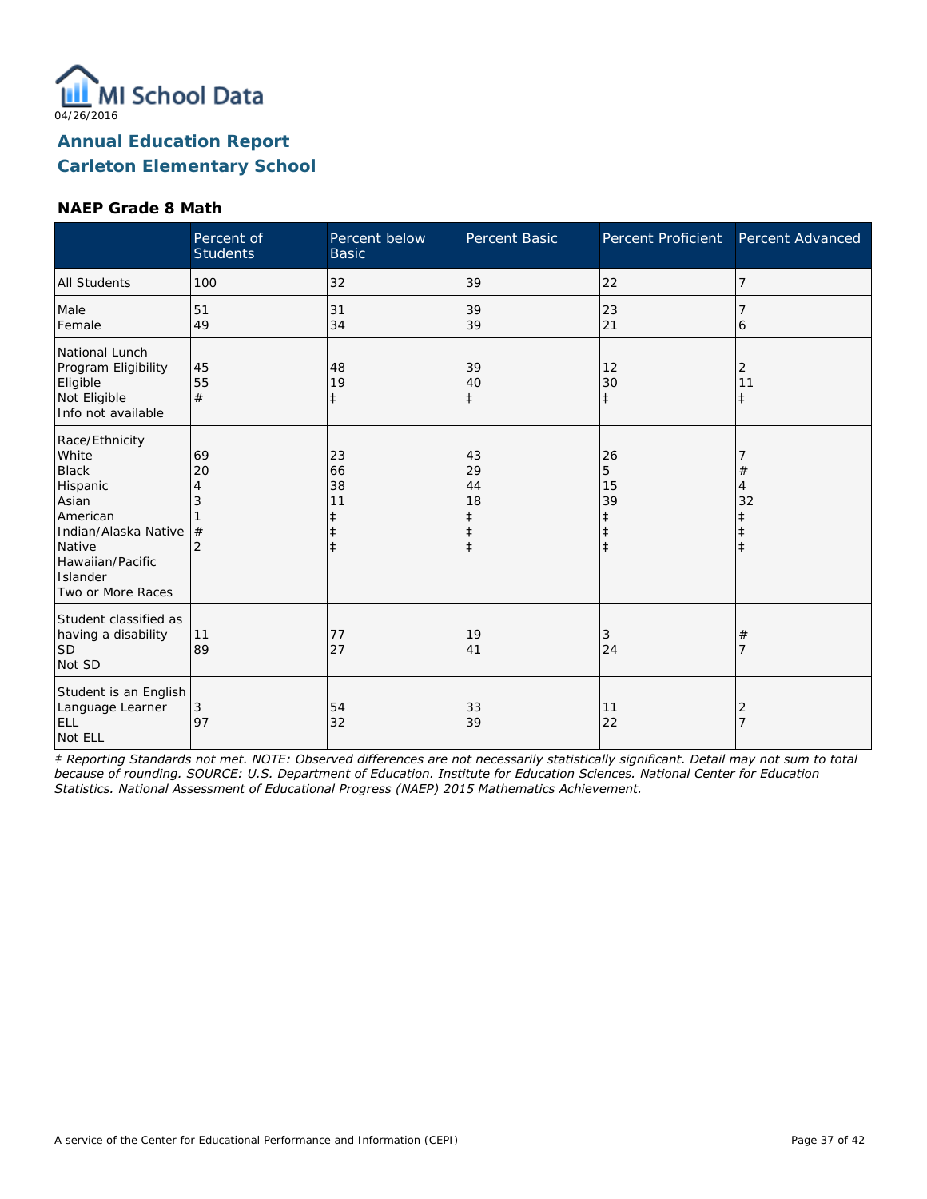04/26/2016

## Annual Education Report
## Carleton Elementary School

### NAEP Grade 8 Math

| | Percent of Students | Percent below Basic | Percent Basic | Percent Proficient | Percent Advanced |
|---|---|---|---|---|---|
| All Students | 100 | 32 | 39 | 22 | 7 |
| Male | 51 | 31 | 39 | 23 | 7 |
| Female | 49 | 34 | 39 | 21 | 6 |
| National Lunch Program Eligibility | | | | | |
| Eligible | 45 | 48 | 39 | 12 | 2 |
| Not Eligible | 55 | 19 | 40 | 30 | 11 |
| Info not available | # | ‡ | ‡ | ‡ | ‡ |
| Race/Ethnicity | | | | | |
| White | 69 | 23 | 43 | 26 | 7 |
| Black | 20 | 66 | 29 | 5 | # |
| Hispanic | 4 | 38 | 44 | 15 | 4 |
| Asian | 3 | 11 | 18 | 39 | 32 |
| American Indian/Alaska Native | 1 | ‡ | ‡ | ‡ | ‡ |
| Native Hawaiian/Pacific Islander | # | ‡ | ‡ | ‡ | ‡ |
| Two or More Races | 2 | ‡ | ‡ | ‡ | ‡ |
| Student classified as having a disability | | | | | |
| SD | 11 | 77 | 19 | 3 | # |
| Not SD | 89 | 27 | 41 | 24 | 7 |
| Student is an English Language Learner | | | | | |
| ELL | 3 | 54 | 33 | 11 | 2 |
| Not ELL | 97 | 32 | 39 | 22 | 7 |

*‡ Reporting Standards not met. NOTE: Observed differences are not necessarily statistically significant. Detail may not sum to total because of rounding. SOURCE: U.S. Department of Education. Institute for Education Sciences. National Center for Education Statistics. National Assessment of Educational Progress (NAEP) 2015 Mathematics Achievement.*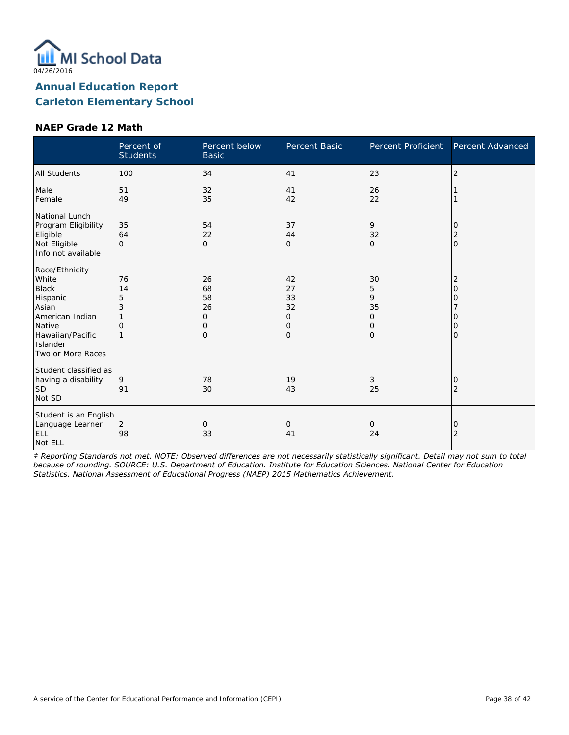04/26/2016

# Annual Education Report
# Carleton Elementary School

### NAEP Grade 12 Math

| | Percent of Students | Percent below Basic | Percent Basic | Percent Proficient | Percent Advanced |
|---|---|---|---|---|---|
| All Students | 100 | 34 | 41 | 23 | 2 |
| Male | 51 | 32 | 41 | 26 | 1 |
| Female | 49 | 35 | 42 | 22 | 1 |
| National Lunch Program Eligibility | | | | | |
| Eligible | 35 | 54 | 37 | 9 | 0 |
| Not Eligible | 64 | 22 | 44 | 32 | 2 |
| Info not available | 0 | 0 | 0 | 0 | 0 |
| Race/Ethnicity | | | | | |
| White | 76 | 26 | 42 | 30 | 2 |
| Black | 14 | 68 | 27 | 5 | 0 |
| Hispanic | 5 | 58 | 33 | 9 | 0 |
| Asian | 3 | 26 | 32 | 35 | 7 |
| American Indian | 1 | 0 | 0 | 0 | 0 |
| Native Hawaiian/Pacific Islander | 0 | 0 | 0 | 0 | 0 |
| Two or More Races | 1 | 0 | 0 | 0 | 0 |
| Student classified as having a disability | | | | | |
| SD | 9 | 78 | 19 | 3 | 0 |
| Not SD | 91 | 30 | 43 | 25 | 2 |
| Student is an English Language Learner | | | | | |
| ELL | 2 | 0 | 0 | 0 | 0 |
| Not ELL | 98 | 33 | 41 | 24 | 2 |

*‡ Reporting Standards not met. NOTE: Observed differences are not necessarily statistically significant. Detail may not sum to total because of rounding. SOURCE: U.S. Department of Education. Institute for Education Sciences. National Center for Education Statistics. National Assessment of Educational Progress (NAEP) 2015 Mathematics Achievement.*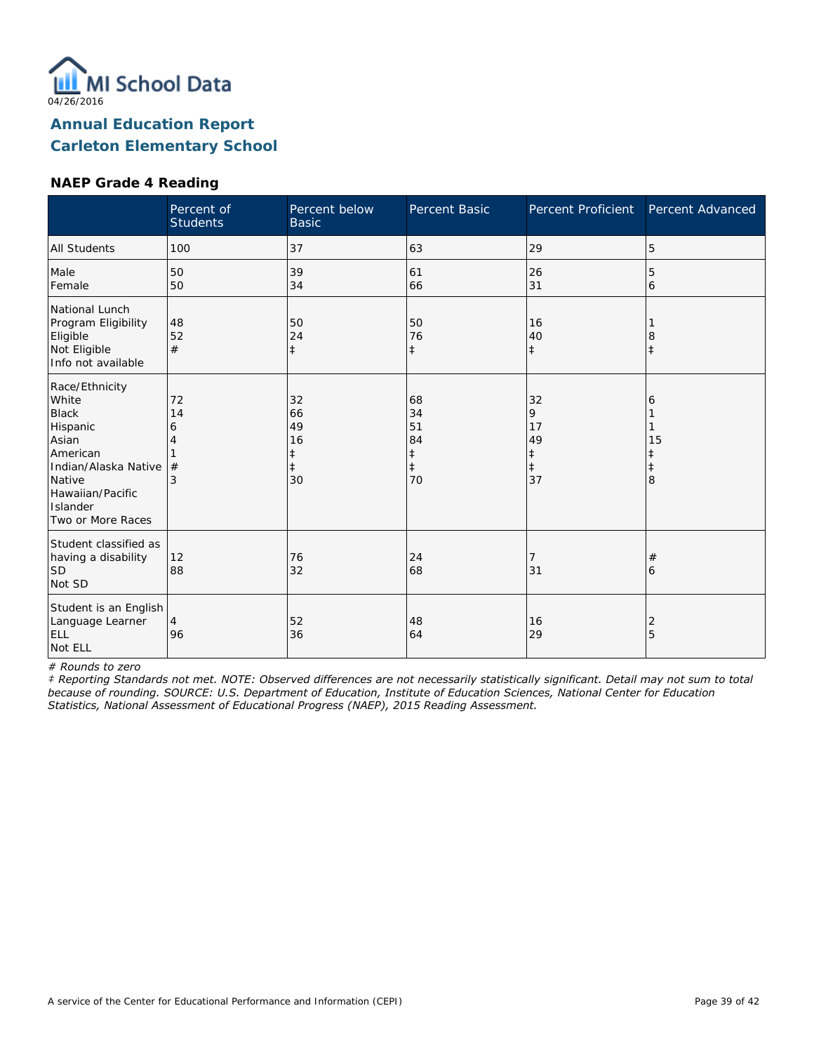04/26/2016

# Annual Education Report
## Carleton Elementary School

### NAEP Grade 4 Reading

| | Percent of Students | Percent below Basic | Percent Basic | Percent Proficient | Percent Advanced |
|---|---|---|---|---|---|
| All Students | 100 | 37 | 63 | 29 | 5 |
| Male | 50 | 39 | 61 | 26 | 5 |
| Female | 50 | 34 | 66 | 31 | 6 |
| National Lunch Program Eligibility | | | | | |
| Eligible | 48 | 50 | 50 | 16 | 1 |
| Not Eligible | 52 | 24 | 76 | 40 | 8 |
| Info not available | # | ‡ | ‡ | ‡ | ‡ |
| Race/Ethnicity | | | | | |
| White | 72 | 32 | 68 | 32 | 6 |
| Black | 14 | 66 | 34 | 9 | 1 |
| Hispanic | 6 | 49 | 51 | 17 | 1 |
| Asian | 4 | 16 | 84 | 49 | 15 |
| American Indian/Alaska Native | 1 | ‡ | ‡ | ‡ | ‡ |
| Native Hawaiian/Pacific Islander | # | ‡ | ‡ | ‡ | ‡ |
| Two or More Races | 3 | 30 | 70 | 37 | 8 |
| Student classified as having a disability | | | | | |
| SD | 12 | 76 | 24 | 7 | # |
| Not SD | 88 | 32 | 68 | 31 | 6 |
| Student is an English Language Learner | | | | | |
| ELL | 4 | 52 | 48 | 16 | 2 |
| Not ELL | 96 | 36 | 64 | 29 | 5 |

*# Rounds to zero*

*‡ Reporting Standards not met. NOTE: Observed differences are not necessarily statistically significant. Detail may not sum to total because of rounding. SOURCE: U.S. Department of Education, Institute of Education Sciences, National Center for Education Statistics, National Assessment of Educational Progress (NAEP), 2015 Reading Assessment.*

A service of the Center for Educational Performance and Information (CEPI)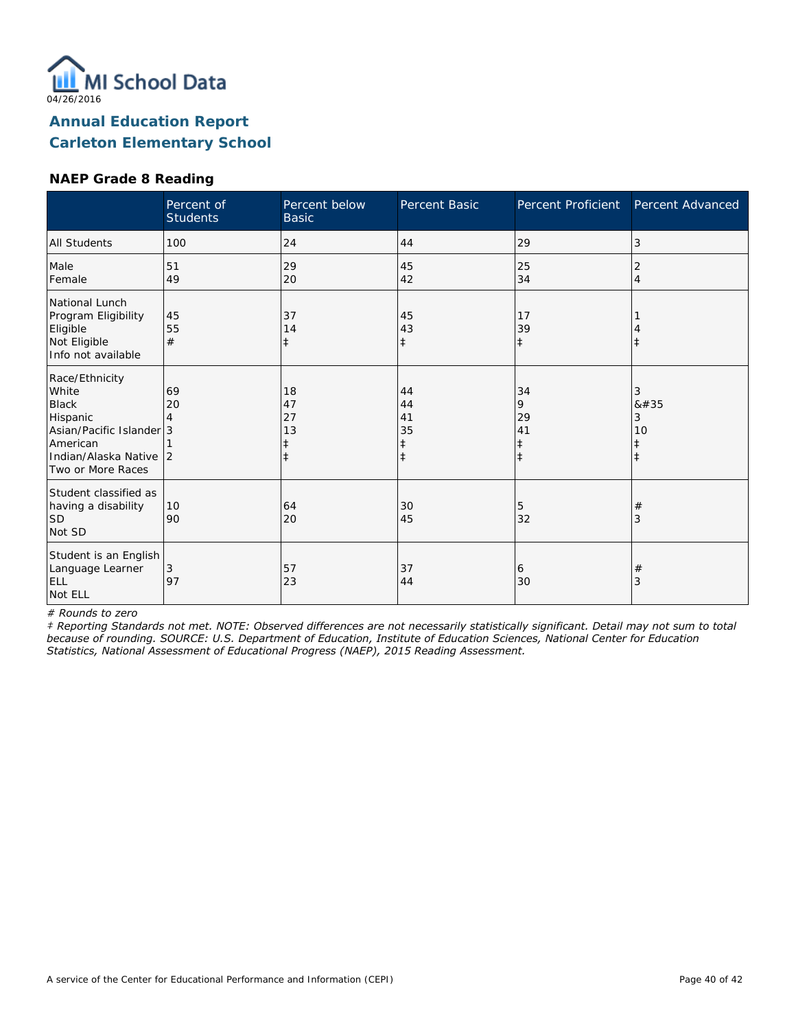MI School Data
04/26/2016

# Annual Education Report
# Carleton Elementary School

### NAEP Grade 8 Reading

| | Percent of Students | Percent below Basic | Percent Basic | Percent Proficient | Percent Advanced |
|---|---|---|---|---|---|
| All Students | 100 | 24 | 44 | 29 | 3 |
| Male | 51 | 29 | 45 | 25 | 2 |
| Female | 49 | 20 | 42 | 34 | 4 |
| National Lunch Program Eligibility | | | | | |
| Eligible | 45 | 37 | 45 | 17 | 1 |
| Not Eligible | 55 | 14 | 43 | 39 | 4 |
| Info not available | # | ‡ | ‡ | ‡ | ‡ |
| Race/Ethnicity | | | | | |
| White | 69 | 18 | 44 | 34 | 3 |
| Black | 20 | 47 | 44 | 9 | &#35 |
| Hispanic | 4 | 27 | 41 | 29 | 3 |
| Asian/Pacific Islander | 3 | 13 | 35 | 41 | 10 |
| American Indian/Alaska Native | 1 | ‡ | ‡ | ‡ | ‡ |
| Two or More Races | 2 | ‡ | ‡ | ‡ | ‡ |
| Student classified as having a disability | | | | | |
| SD | 10 | 64 | 30 | 5 | # |
| Not SD | 90 | 20 | 45 | 32 | 3 |
| Student is an English Language Learner | | | | | |
| ELL | 3 | 57 | 37 | 6 | # |
| Not ELL | 97 | 23 | 44 | 30 | 3 |

*# Rounds to zero*

*‡ Reporting Standards not met. NOTE: Observed differences are not necessarily statistically significant. Detail may not sum to total because of rounding. SOURCE: U.S. Department of Education, Institute of Education Sciences, National Center for Education Statistics, National Assessment of Educational Progress (NAEP), 2015 Reading Assessment.*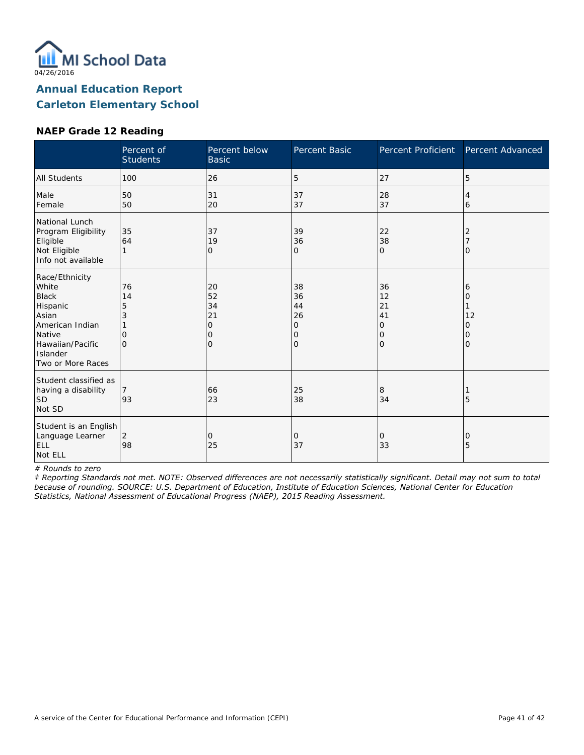04/26/2016

## Annual Education Report
## Carleton Elementary School

### NAEP Grade 12 Reading

| | Percent of Students | Percent below Basic | Percent Basic | Percent Proficient | Percent Advanced |
|---|---|---|---|---|---|
| All Students | 100 | 26 | 5 | 27 | 5 |
| Male | 50 | 31 | 37 | 28 | 4 |
| Female | 50 | 20 | 37 | 37 | 6 |
| National Lunch Program Eligibility | | | | | |
| Eligible | 35 | 37 | 39 | 22 | 2 |
| Not Eligible | 64 | 19 | 36 | 38 | 7 |
| Info not available | 1 | 0 | 0 | 0 | 0 |
| Race/Ethnicity | | | | | |
| White | 76 | 20 | 38 | 36 | 6 |
| Black | 14 | 52 | 36 | 12 | 0 |
| Hispanic | 5 | 34 | 44 | 21 | 1 |
| Asian | 3 | 21 | 26 | 41 | 12 |
| American Indian | 1 | 0 | 0 | 0 | 0 |
| Native Hawaiian/Pacific Islander | 0 | 0 | 0 | 0 | 0 |
| Two or More Races | 0 | 0 | 0 | 0 | 0 |
| Student classified as having a disability | | | | | |
| SD | 7 | 66 | 25 | 8 | 1 |
| Not SD | 93 | 23 | 38 | 34 | 5 |
| Student is an English Language Learner | | | | | |
| ELL | 2 | 0 | 0 | 0 | 0 |
| Not ELL | 98 | 25 | 37 | 33 | 5 |

*# Rounds to zero*

*‡ Reporting Standards not met. NOTE: Observed differences are not necessarily statistically significant. Detail may not sum to total because of rounding. SOURCE: U.S. Department of Education, Institute of Education Sciences, National Center for Education Statistics, National Assessment of Educational Progress (NAEP), 2015 Reading Assessment.*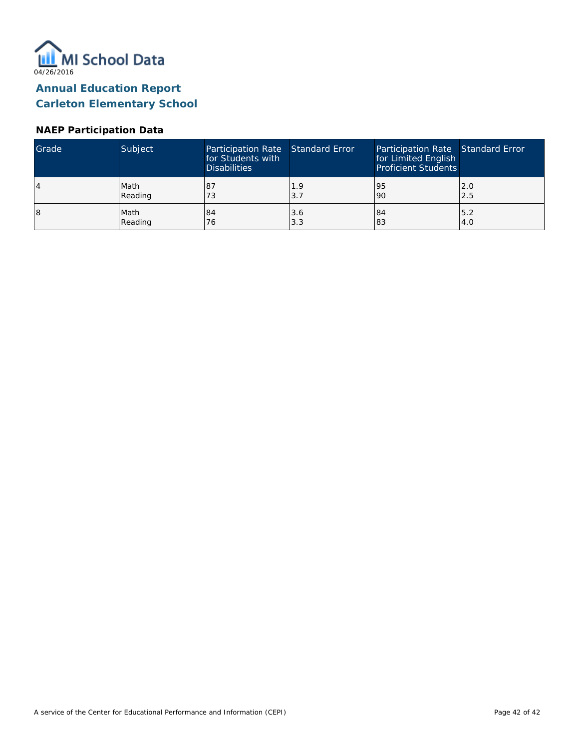MI School Data

04/26/2016

## Annual Education Report

## Carleton Elementary School

### NAEP Participation Data

| Grade | Subject | Participation Rate for Students with Disabilities | Standard Error | Participation Rate for Limited English Proficient Students | Standard Error |
|---|---|---|---|---|---|
| 4 | Math<br>Reading | 87<br>73 | 1.9<br>3.7 | 95<br>90 | 2.0<br>2.5 |
| 8 | Math<br>Reading | 84<br>76 | 3.6<br>3.3 | 84<br>83 | 5.2<br>4.0 |

A service of the Center for Educational Performance and Information (CEPI)